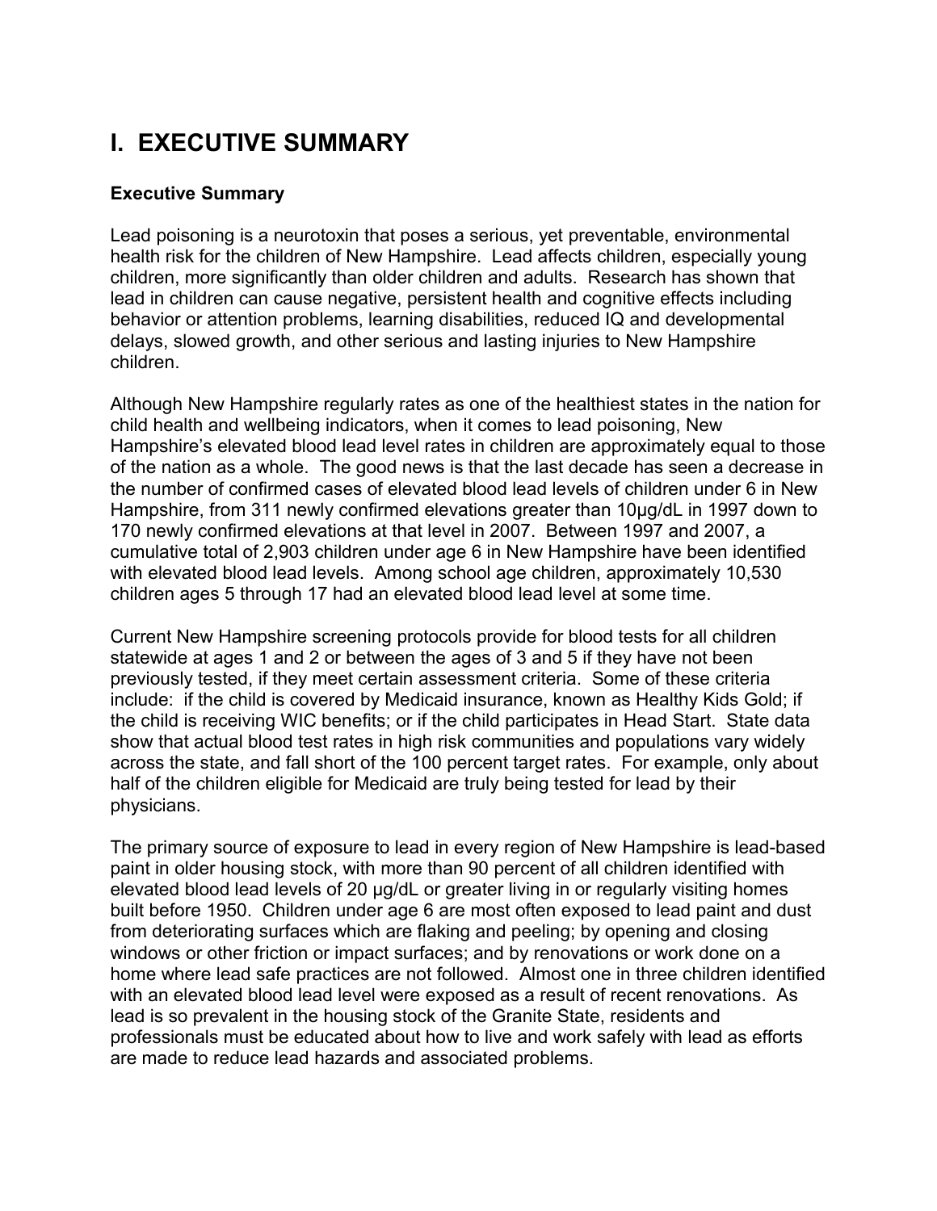# I. EXECUTIVE SUMMARY

### Executive Summary

Lead poisoning is a neurotoxin that poses a serious, yet preventable, environmental health risk for the children of New Hampshire. Lead affects children, especially young children, more significantly than older children and adults. Research has shown that lead in children can cause negative, persistent health and cognitive effects including behavior or attention problems, learning disabilities, reduced IQ and developmental delays, slowed growth, and other serious and lasting injuries to New Hampshire children.

Although New Hampshire regularly rates as one of the healthiest states in the nation for child health and wellbeing indicators, when it comes to lead poisoning, New Hampshire's elevated blood lead level rates in children are approximately equal to those of the nation as a whole. The good news is that the last decade has seen a decrease in the number of confirmed cases of elevated blood lead levels of children under 6 in New Hampshire, from 311 newly confirmed elevations greater than 10µg/dL in 1997 down to 170 newly confirmed elevations at that level in 2007. Between 1997 and 2007, a cumulative total of 2,903 children under age 6 in New Hampshire have been identified with elevated blood lead levels. Among school age children, approximately 10,530 children ages 5 through 17 had an elevated blood lead level at some time.

Current New Hampshire screening protocols provide for blood tests for all children statewide at ages 1 and 2 or between the ages of 3 and 5 if they have not been previously tested, if they meet certain assessment criteria. Some of these criteria include: if the child is covered by Medicaid insurance, known as Healthy Kids Gold; if the child is receiving WIC benefits; or if the child participates in Head Start. State data show that actual blood test rates in high risk communities and populations vary widely across the state, and fall short of the 100 percent target rates. For example, only about half of the children eligible for Medicaid are truly being tested for lead by their physicians.

The primary source of exposure to lead in every region of New Hampshire is lead-based paint in older housing stock, with more than 90 percent of all children identified with elevated blood lead levels of 20 µg/dL or greater living in or regularly visiting homes built before 1950. Children under age 6 are most often exposed to lead paint and dust from deteriorating surfaces which are flaking and peeling; by opening and closing windows or other friction or impact surfaces; and by renovations or work done on a home where lead safe practices are not followed. Almost one in three children identified with an elevated blood lead level were exposed as a result of recent renovations. As lead is so prevalent in the housing stock of the Granite State, residents and professionals must be educated about how to live and work safely with lead as efforts are made to reduce lead hazards and associated problems.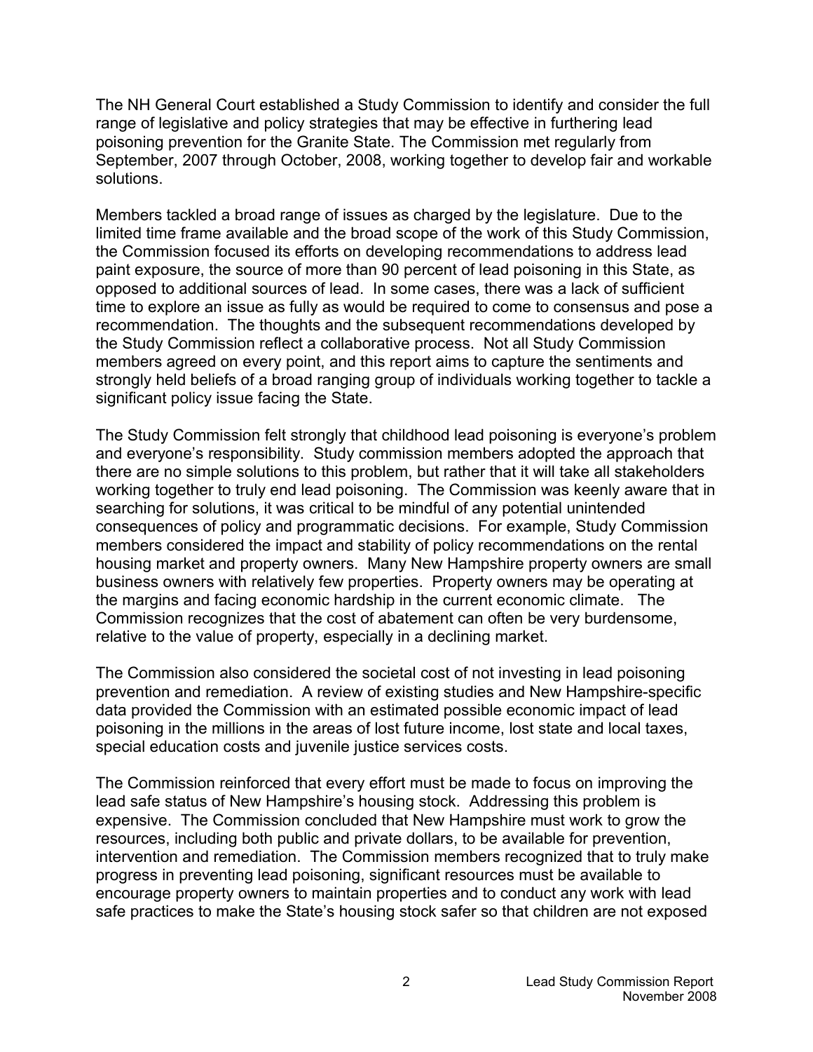The NH General Court established a Study Commission to identify and consider the full range of legislative and policy strategies that may be effective in furthering lead poisoning prevention for the Granite State. The Commission met regularly from September, 2007 through October, 2008, working together to develop fair and workable solutions.

Members tackled a broad range of issues as charged by the legislature. Due to the limited time frame available and the broad scope of the work of this Study Commission, the Commission focused its efforts on developing recommendations to address lead paint exposure, the source of more than 90 percent of lead poisoning in this State, as opposed to additional sources of lead. In some cases, there was a lack of sufficient time to explore an issue as fully as would be required to come to consensus and pose a recommendation. The thoughts and the subsequent recommendations developed by the Study Commission reflect a collaborative process. Not all Study Commission members agreed on every point, and this report aims to capture the sentiments and strongly held beliefs of a broad ranging group of individuals working together to tackle a significant policy issue facing the State.

The Study Commission felt strongly that childhood lead poisoning is everyone's problem and everyone's responsibility. Study commission members adopted the approach that there are no simple solutions to this problem, but rather that it will take all stakeholders working together to truly end lead poisoning. The Commission was keenly aware that in searching for solutions, it was critical to be mindful of any potential unintended consequences of policy and programmatic decisions. For example, Study Commission members considered the impact and stability of policy recommendations on the rental housing market and property owners. Many New Hampshire property owners are small business owners with relatively few properties. Property owners may be operating at the margins and facing economic hardship in the current economic climate. The Commission recognizes that the cost of abatement can often be very burdensome, relative to the value of property, especially in a declining market.

The Commission also considered the societal cost of not investing in lead poisoning prevention and remediation. A review of existing studies and New Hampshire-specific data provided the Commission with an estimated possible economic impact of lead poisoning in the millions in the areas of lost future income, lost state and local taxes, special education costs and juvenile justice services costs.

The Commission reinforced that every effort must be made to focus on improving the lead safe status of New Hampshire's housing stock. Addressing this problem is expensive. The Commission concluded that New Hampshire must work to grow the resources, including both public and private dollars, to be available for prevention, intervention and remediation. The Commission members recognized that to truly make progress in preventing lead poisoning, significant resources must be available to encourage property owners to maintain properties and to conduct any work with lead safe practices to make the State's housing stock safer so that children are not exposed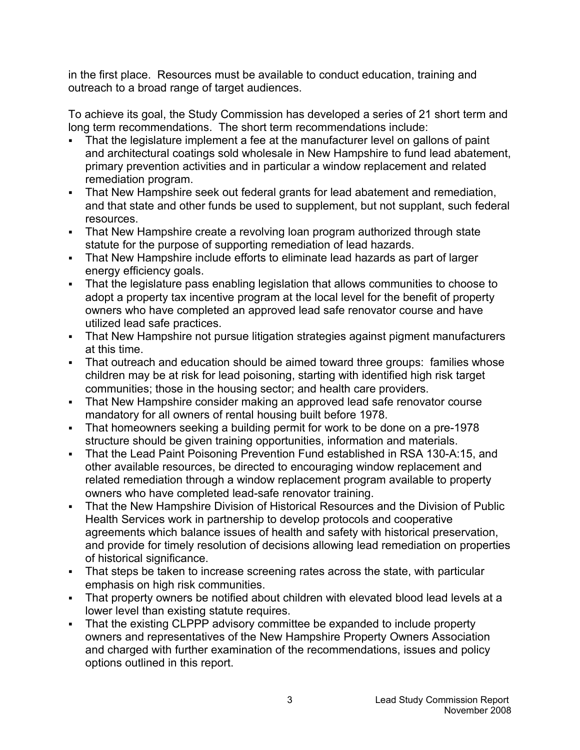in the first place. Resources must be available to conduct education, training and outreach to a broad range of target audiences.

To achieve its goal, the Study Commission has developed a series of 21 short term and long term recommendations. The short term recommendations include:

- That the legislature implement a fee at the manufacturer level on gallons of paint and architectural coatings sold wholesale in New Hampshire to fund lead abatement, primary prevention activities and in particular a window replacement and related remediation program.
- That New Hampshire seek out federal grants for lead abatement and remediation, and that state and other funds be used to supplement, but not supplant, such federal resources.
- That New Hampshire create a revolving loan program authorized through state statute for the purpose of supporting remediation of lead hazards.
- That New Hampshire include efforts to eliminate lead hazards as part of larger energy efficiency goals.
- That the legislature pass enabling legislation that allows communities to choose to adopt a property tax incentive program at the local level for the benefit of property owners who have completed an approved lead safe renovator course and have utilized lead safe practices.
- That New Hampshire not pursue litigation strategies against pigment manufacturers at this time.
- That outreach and education should be aimed toward three groups: families whose children may be at risk for lead poisoning, starting with identified high risk target communities; those in the housing sector; and health care providers.
- That New Hampshire consider making an approved lead safe renovator course mandatory for all owners of rental housing built before 1978.
- That homeowners seeking a building permit for work to be done on a pre-1978 structure should be given training opportunities, information and materials.
- That the Lead Paint Poisoning Prevention Fund established in RSA 130-A:15, and other available resources, be directed to encouraging window replacement and related remediation through a window replacement program available to property owners who have completed lead-safe renovator training.
- That the New Hampshire Division of Historical Resources and the Division of Public Health Services work in partnership to develop protocols and cooperative agreements which balance issues of health and safety with historical preservation, and provide for timely resolution of decisions allowing lead remediation on properties of historical significance.
- That steps be taken to increase screening rates across the state, with particular emphasis on high risk communities.
- That property owners be notified about children with elevated blood lead levels at a lower level than existing statute requires.
- That the existing CLPPP advisory committee be expanded to include property owners and representatives of the New Hampshire Property Owners Association and charged with further examination of the recommendations, issues and policy options outlined in this report.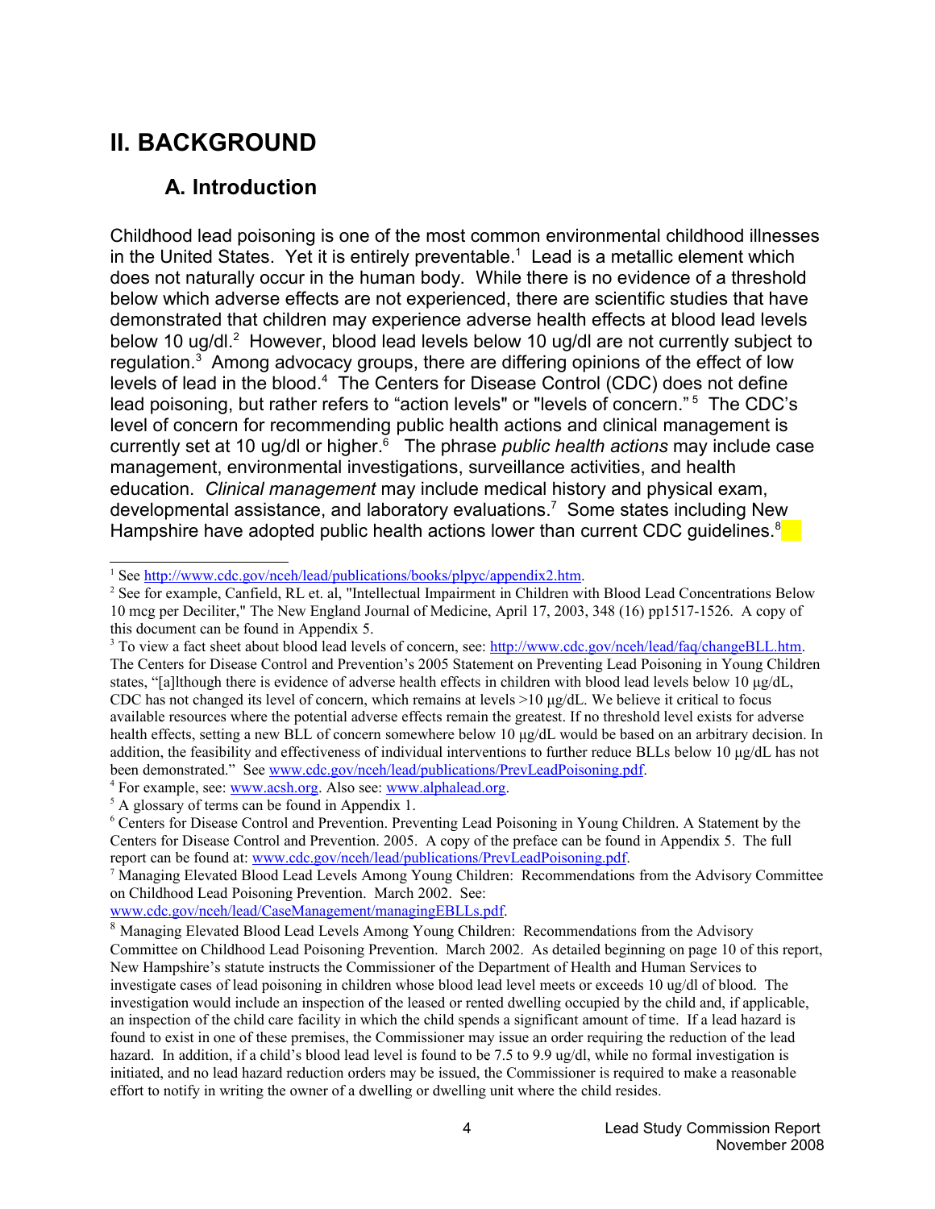# II. BACKGROUND

## A. Introduction

Childhood lead poisoning is one of the most common environmental childhood illnesses in the United States. Yet it is entirely preventable.[1] Lead is a metallic element which does not naturally occur in the human body. While there is no evidence of a threshold below which adverse effects are not experienced, there are scientific studies that have demonstrated that children may experience adverse health effects at blood lead levels below 10 ug/dl.[2] However, blood lead levels below 10 ug/dl are not currently subject to regulation.[3] Among advocacy groups, there are differing opinions of the effect of low levels of lead in the blood.[4] The Centers for Disease Control (CDC) does not define lead poisoning, but rather refers to "action levels" or "levels of concern."[5] The CDC's level of concern for recommending public health actions and clinical management is currently set at 10 ug/dl or higher.[6] The phrase *public health actions* may include case management, environmental investigations, surveillance activities, and health education. *Clinical management* may include medical history and physical exam, developmental assistance, and laboratory evaluations.[7] Some states including New Hampshire have adopted public health actions lower than current CDC guidelines.[8]

---

[1] See http://www.cdc.gov/nceh/lead/publications/books/plpyc/appendix2.htm.

[2] See for example, Canfield, RL et. al, "Intellectual Impairment in Children with Blood Lead Concentrations Below 10 mcg per Deciliter," The New England Journal of Medicine, April 17, 2003, 348 (16) pp1517-1526. A copy of this document can be found in Appendix 5.

[3] To view a fact sheet about blood lead levels of concern, see: http://www.cdc.gov/nceh/lead/faq/changeBLL.htm. The Centers for Disease Control and Prevention's 2005 Statement on Preventing Lead Poisoning in Young Children states, "[a]lthough there is evidence of adverse health effects in children with blood lead levels below 10 μg/dL, CDC has not changed its level of concern, which remains at levels >10 μg/dL. We believe it critical to focus available resources where the potential adverse effects remain the greatest. If no threshold level exists for adverse health effects, setting a new BLL of concern somewhere below 10 μg/dL would be based on an arbitrary decision. In addition, the feasibility and effectiveness of individual interventions to further reduce BLLs below 10 μg/dL has not been demonstrated." See www.cdc.gov/nceh/lead/publications/PrevLeadPoisoning.pdf.

[4] For example, see: www.acsh.org. Also see: www.alphalead.org.

[5] A glossary of terms can be found in Appendix 1.

[6] Centers for Disease Control and Prevention. Preventing Lead Poisoning in Young Children. A Statement by the Centers for Disease Control and Prevention. 2005. A copy of the preface can be found in Appendix 5. The full report can be found at: www.cdc.gov/nceh/lead/publications/PrevLeadPoisoning.pdf.

[7] Managing Elevated Blood Lead Levels Among Young Children: Recommendations from the Advisory Committee on Childhood Lead Poisoning Prevention. March 2002. See: www.cdc.gov/nceh/lead/CaseManagement/managingEBLLs.pdf.

[8] Managing Elevated Blood Lead Levels Among Young Children: Recommendations from the Advisory Committee on Childhood Lead Poisoning Prevention. March 2002. As detailed beginning on page 10 of this report, New Hampshire's statute instructs the Commissioner of the Department of Health and Human Services to investigate cases of lead poisoning in children whose blood lead level meets or exceeds 10 ug/dl of blood. The investigation would include an inspection of the leased or rented dwelling occupied by the child and, if applicable, an inspection of the child care facility in which the child spends a significant amount of time. If a lead hazard is found to exist in one of these premises, the Commissioner may issue an order requiring the reduction of the lead hazard. In addition, if a child's blood lead level is found to be 7.5 to 9.9 ug/dl, while no formal investigation is initiated, and no lead hazard reduction orders may be issued, the Commissioner is required to make a reasonable effort to notify in writing the owner of a dwelling or dwelling unit where the child resides.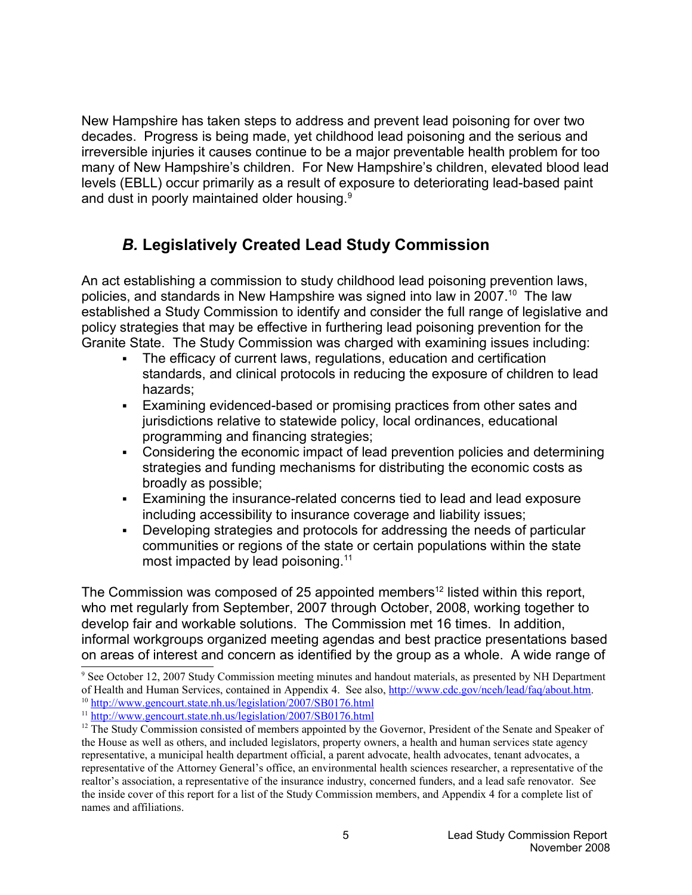New Hampshire has taken steps to address and prevent lead poisoning for over two decades. Progress is being made, yet childhood lead poisoning and the serious and irreversible injuries it causes continue to be a major preventable health problem for too many of New Hampshire's children. For New Hampshire's children, elevated blood lead levels (EBLL) occur primarily as a result of exposure to deteriorating lead-based paint and dust in poorly maintained older housing.[9]

## *B.* Legislatively Created Lead Study Commission

An act establishing a commission to study childhood lead poisoning prevention laws, policies, and standards in New Hampshire was signed into law in 2007.[10] The law established a Study Commission to identify and consider the full range of legislative and policy strategies that may be effective in furthering lead poisoning prevention for the Granite State. The Study Commission was charged with examining issues including:

- The efficacy of current laws, regulations, education and certification standards, and clinical protocols in reducing the exposure of children to lead hazards;
- Examining evidenced-based or promising practices from other sates and jurisdictions relative to statewide policy, local ordinances, educational programming and financing strategies;
- Considering the economic impact of lead prevention policies and determining strategies and funding mechanisms for distributing the economic costs as broadly as possible;
- Examining the insurance-related concerns tied to lead and lead exposure including accessibility to insurance coverage and liability issues;
- Developing strategies and protocols for addressing the needs of particular communities or regions of the state or certain populations within the state most impacted by lead poisoning.[11]

The Commission was composed of 25 appointed members[12] listed within this report, who met regularly from September, 2007 through October, 2008, working together to develop fair and workable solutions. The Commission met 16 times. In addition, informal workgroups organized meeting agendas and best practice presentations based on areas of interest and concern as identified by the group as a whole. A wide range of

[9] See October 12, 2007 Study Commission meeting minutes and handout materials, as presented by NH Department of Health and Human Services, contained in Appendix 4. See also, http://www.cdc.gov/nceh/lead/faq/about.htm.

[10] http://www.gencourt.state.nh.us/legislation/2007/SB0176.html

[11] http://www.gencourt.state.nh.us/legislation/2007/SB0176.html

[12] The Study Commission consisted of members appointed by the Governor, President of the Senate and Speaker of the House as well as others, and included legislators, property owners, a health and human services state agency representative, a municipal health department official, a parent advocate, health advocates, tenant advocates, a representative of the Attorney General's office, an environmental health sciences researcher, a representative of the realtor's association, a representative of the insurance industry, concerned funders, and a lead safe renovator. See the inside cover of this report for a list of the Study Commission members, and Appendix 4 for a complete list of names and affiliations.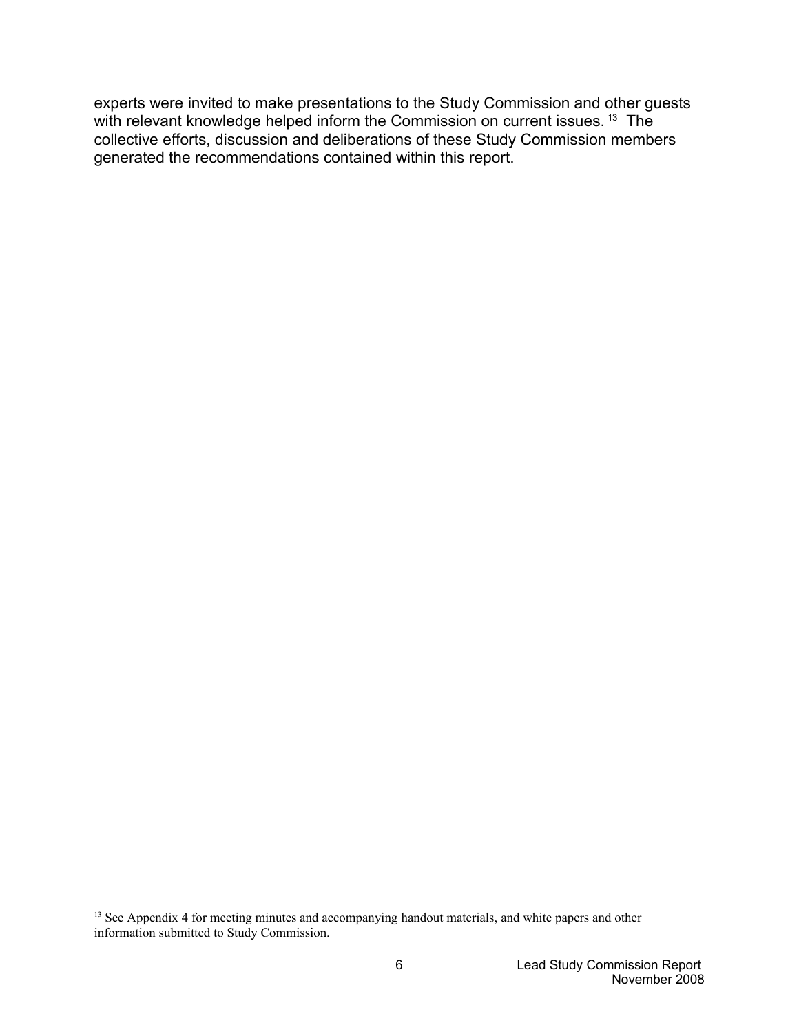experts were invited to make presentations to the Study Commission and other guests with relevant knowledge helped inform the Commission on current issues. [13] The collective efforts, discussion and deliberations of these Study Commission members generated the recommendations contained within this report.

---

[13] See Appendix 4 for meeting minutes and accompanying handout materials, and white papers and other information submitted to Study Commission.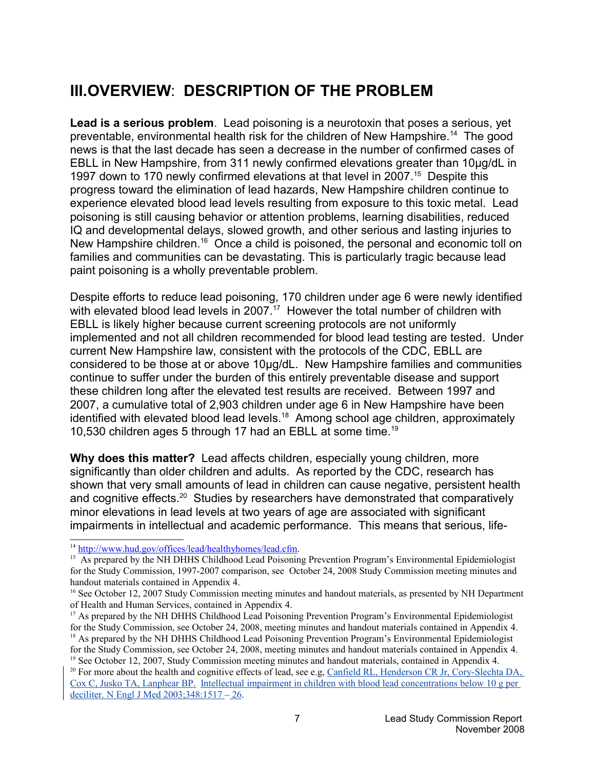## III.OVERVIEW: DESCRIPTION OF THE PROBLEM

**Lead is a serious problem**. Lead poisoning is a neurotoxin that poses a serious, yet preventable, environmental health risk for the children of New Hampshire.[14] The good news is that the last decade has seen a decrease in the number of confirmed cases of EBLL in New Hampshire, from 311 newly confirmed elevations greater than 10μg/dL in 1997 down to 170 newly confirmed elevations at that level in 2007.[15] Despite this progress toward the elimination of lead hazards, New Hampshire children continue to experience elevated blood lead levels resulting from exposure to this toxic metal. Lead poisoning is still causing behavior or attention problems, learning disabilities, reduced IQ and developmental delays, slowed growth, and other serious and lasting injuries to New Hampshire children.[16] Once a child is poisoned, the personal and economic toll on families and communities can be devastating. This is particularly tragic because lead paint poisoning is a wholly preventable problem.

Despite efforts to reduce lead poisoning, 170 children under age 6 were newly identified with elevated blood lead levels in 2007.[17] However the total number of children with EBLL is likely higher because current screening protocols are not uniformly implemented and not all children recommended for blood lead testing are tested. Under current New Hampshire law, consistent with the protocols of the CDC, EBLL are considered to be those at or above 10μg/dL. New Hampshire families and communities continue to suffer under the burden of this entirely preventable disease and support these children long after the elevated test results are received. Between 1997 and 2007, a cumulative total of 2,903 children under age 6 in New Hampshire have been identified with elevated blood lead levels.[18] Among school age children, approximately 10,530 children ages 5 through 17 had an EBLL at some time.[19]

**Why does this matter?** Lead affects children, especially young children, more significantly than older children and adults. As reported by the CDC, research has shown that very small amounts of lead in children can cause negative, persistent health and cognitive effects.[20] Studies by researchers have demonstrated that comparatively minor elevations in lead levels at two years of age are associated with significant impairments in intellectual and academic performance. This means that serious, life-

---

[14] http://www.hud.gov/offices/lead/healthyhomes/lead.cfm.

[15] As prepared by the NH DHHS Childhood Lead Poisoning Prevention Program's Environmental Epidemiologist for the Study Commission, 1997-2007 comparison, see October 24, 2008 Study Commission meeting minutes and handout materials contained in Appendix 4.

[16] See October 12, 2007 Study Commission meeting minutes and handout materials, as presented by NH Department of Health and Human Services, contained in Appendix 4.

[17] As prepared by the NH DHHS Childhood Lead Poisoning Prevention Program's Environmental Epidemiologist for the Study Commission, see October 24, 2008, meeting minutes and handout materials contained in Appendix 4.

[18] As prepared by the NH DHHS Childhood Lead Poisoning Prevention Program's Environmental Epidemiologist for the Study Commission, see October 24, 2008, meeting minutes and handout materials contained in Appendix 4.

[19] See October 12, 2007, Study Commission meeting minutes and handout materials, contained in Appendix 4.

[20] For more about the health and cognitive effects of lead, see e.g, Canfield RL, Henderson CR Jr, Cory-Slechta DA, Cox C, Jusko TA, Lanphear BP. Intellectual impairment in children with blood lead concentrations below 10 g per deciliter. N Engl J Med 2003;348:1517 – 26.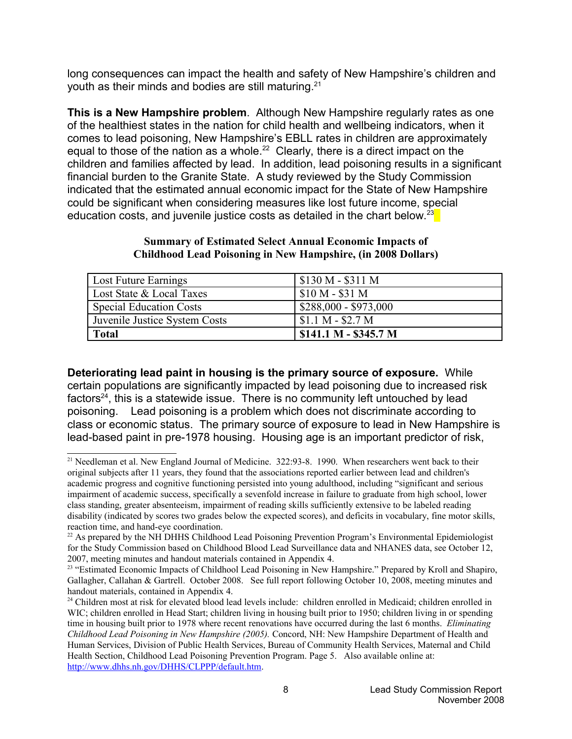long consequences can impact the health and safety of New Hampshire's children and youth as their minds and bodies are still maturing.[21]

**This is a New Hampshire problem**. Although New Hampshire regularly rates as one of the healthiest states in the nation for child health and wellbeing indicators, when it comes to lead poisoning, New Hampshire's EBLL rates in children are approximately equal to those of the nation as a whole.[22] Clearly, there is a direct impact on the children and families affected by lead. In addition, lead poisoning results in a significant financial burden to the Granite State. A study reviewed by the Study Commission indicated that the estimated annual economic impact for the State of New Hampshire could be significant when considering measures like lost future income, special education costs, and juvenile justice costs as detailed in the chart below.[23]

**Summary of Estimated Select Annual Economic Impacts of Childhood Lead Poisoning in New Hampshire, (in 2008 Dollars)**

| | |
|---|---|
| Lost Future Earnings | $130 M - $311 M |
| Lost State & Local Taxes | $10 M - $31 M |
| Special Education Costs | $288,000 - $973,000 |
| Juvenile Justice System Costs | $1.1 M - $2.7 M |
| **Total** | **$141.1 M - $345.7 M** |

**Deteriorating lead paint in housing is the primary source of exposure.** While certain populations are significantly impacted by lead poisoning due to increased risk factors[24], this is a statewide issue. There is no community left untouched by lead poisoning. Lead poisoning is a problem which does not discriminate according to class or economic status. The primary source of exposure to lead in New Hampshire is lead-based paint in pre-1978 housing. Housing age is an important predictor of risk,

---

[21] Needleman et al. New England Journal of Medicine. 322:93-8. 1990. When researchers went back to their original subjects after 11 years, they found that the associations reported earlier between lead and children's academic progress and cognitive functioning persisted into young adulthood, including "significant and serious impairment of academic success, specifically a sevenfold increase in failure to graduate from high school, lower class standing, greater absenteeism, impairment of reading skills sufficiently extensive to be labeled reading disability (indicated by scores two grades below the expected scores), and deficits in vocabulary, fine motor skills, reaction time, and hand-eye coordination.

[22] As prepared by the NH DHHS Childhood Lead Poisoning Prevention Program's Environmental Epidemiologist for the Study Commission based on Childhood Blood Lead Surveillance data and NHANES data, see October 12, 2007, meeting minutes and handout materials contained in Appendix 4.

[23] "Estimated Economic Impacts of Childhool Lead Poisoning in New Hampshire." Prepared by Kroll and Shapiro, Gallagher, Callahan & Gartrell. October 2008. See full report following October 10, 2008, meeting minutes and handout materials, contained in Appendix 4.

[24] Children most at risk for elevated blood lead levels include: children enrolled in Medicaid; children enrolled in WIC; children enrolled in Head Start; children living in housing built prior to 1950; children living in or spending time in housing built prior to 1978 where recent renovations have occurred during the last 6 months. *Eliminating Childhood Lead Poisoning in New Hampshire (2005).* Concord, NH: New Hampshire Department of Health and Human Services, Division of Public Health Services, Bureau of Community Health Services, Maternal and Child Health Section, Childhood Lead Poisoning Prevention Program. Page 5. Also available online at: http://www.dhhs.nh.gov/DHHS/CLPPP/default.htm.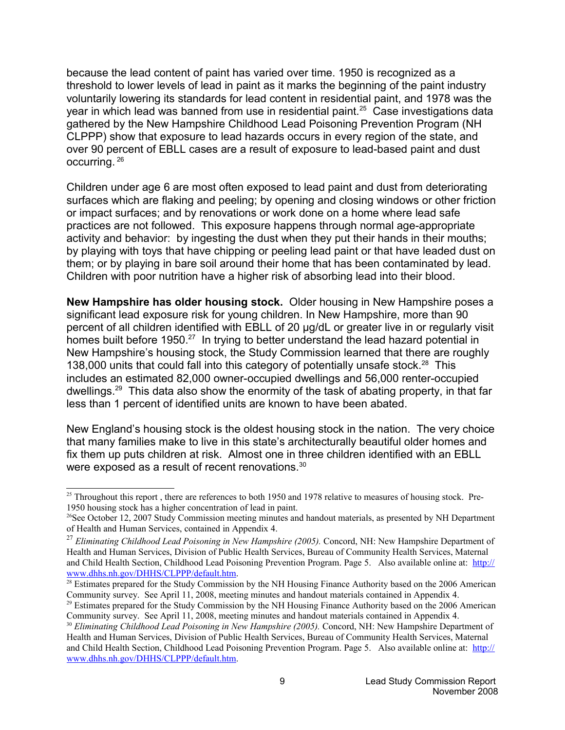because the lead content of paint has varied over time. 1950 is recognized as a threshold to lower levels of lead in paint as it marks the beginning of the paint industry voluntarily lowering its standards for lead content in residential paint, and 1978 was the year in which lead was banned from use in residential paint.[25] Case investigations data gathered by the New Hampshire Childhood Lead Poisoning Prevention Program (NH CLPPP) show that exposure to lead hazards occurs in every region of the state, and over 90 percent of EBLL cases are a result of exposure to lead-based paint and dust occurring.[26]

Children under age 6 are most often exposed to lead paint and dust from deteriorating surfaces which are flaking and peeling; by opening and closing windows or other friction or impact surfaces; and by renovations or work done on a home where lead safe practices are not followed. This exposure happens through normal age-appropriate activity and behavior: by ingesting the dust when they put their hands in their mouths; by playing with toys that have chipping or peeling lead paint or that have leaded dust on them; or by playing in bare soil around their home that has been contaminated by lead. Children with poor nutrition have a higher risk of absorbing lead into their blood.

**New Hampshire has older housing stock.** Older housing in New Hampshire poses a significant lead exposure risk for young children. In New Hampshire, more than 90 percent of all children identified with EBLL of 20 µg/dL or greater live in or regularly visit homes built before 1950.[27] In trying to better understand the lead hazard potential in New Hampshire's housing stock, the Study Commission learned that there are roughly 138,000 units that could fall into this category of potentially unsafe stock.[28] This includes an estimated 82,000 owner-occupied dwellings and 56,000 renter-occupied dwellings.[29] This data also show the enormity of the task of abating property, in that far less than 1 percent of identified units are known to have been abated.

New England's housing stock is the oldest housing stock in the nation. The very choice that many families make to live in this state's architecturally beautiful older homes and fix them up puts children at risk. Almost one in three children identified with an EBLL were exposed as a result of recent renovations.[30]

---

[25] Throughout this report , there are references to both 1950 and 1978 relative to measures of housing stock. Pre-1950 housing stock has a higher concentration of lead in paint.

[26] See October 12, 2007 Study Commission meeting minutes and handout materials, as presented by NH Department of Health and Human Services, contained in Appendix 4.

[27] *Eliminating Childhood Lead Poisoning in New Hampshire (2005).* Concord, NH: New Hampshire Department of Health and Human Services, Division of Public Health Services, Bureau of Community Health Services, Maternal and Child Health Section, Childhood Lead Poisoning Prevention Program. Page 5. Also available online at: http://www.dhhs.nh.gov/DHHS/CLPPP/default.htm.

[28] Estimates prepared for the Study Commission by the NH Housing Finance Authority based on the 2006 American Community survey. See April 11, 2008, meeting minutes and handout materials contained in Appendix 4.

[29] Estimates prepared for the Study Commission by the NH Housing Finance Authority based on the 2006 American Community survey. See April 11, 2008, meeting minutes and handout materials contained in Appendix 4.

[30] *Eliminating Childhood Lead Poisoning in New Hampshire (2005).* Concord, NH: New Hampshire Department of Health and Human Services, Division of Public Health Services, Bureau of Community Health Services, Maternal and Child Health Section, Childhood Lead Poisoning Prevention Program. Page 5. Also available online at: http://www.dhhs.nh.gov/DHHS/CLPPP/default.htm.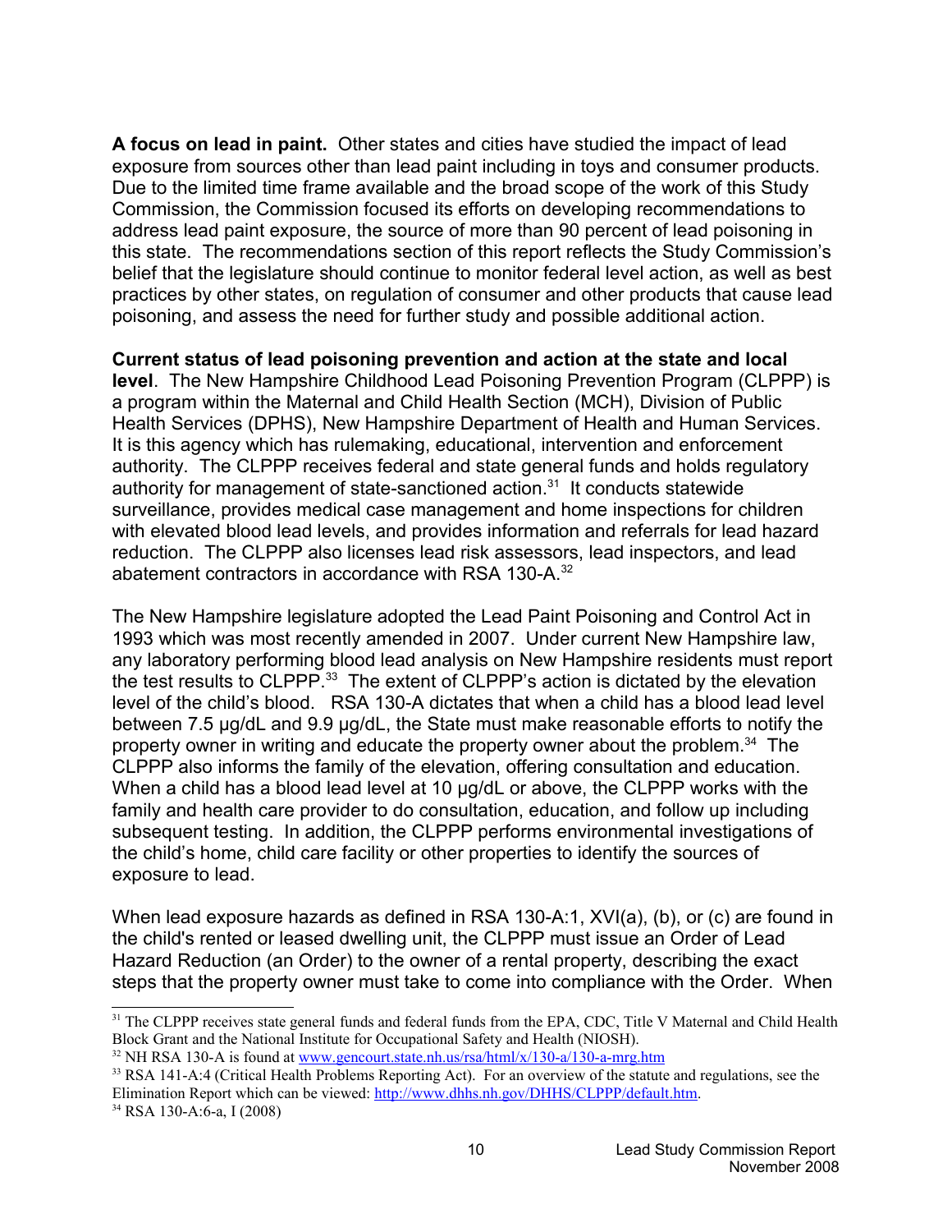**A focus on lead in paint.** Other states and cities have studied the impact of lead exposure from sources other than lead paint including in toys and consumer products. Due to the limited time frame available and the broad scope of the work of this Study Commission, the Commission focused its efforts on developing recommendations to address lead paint exposure, the source of more than 90 percent of lead poisoning in this state. The recommendations section of this report reflects the Study Commission's belief that the legislature should continue to monitor federal level action, as well as best practices by other states, on regulation of consumer and other products that cause lead poisoning, and assess the need for further study and possible additional action.

**Current status of lead poisoning prevention and action at the state and local level**. The New Hampshire Childhood Lead Poisoning Prevention Program (CLPPP) is a program within the Maternal and Child Health Section (MCH), Division of Public Health Services (DPHS), New Hampshire Department of Health and Human Services. It is this agency which has rulemaking, educational, intervention and enforcement authority. The CLPPP receives federal and state general funds and holds regulatory authority for management of state-sanctioned action.[31] It conducts statewide surveillance, provides medical case management and home inspections for children with elevated blood lead levels, and provides information and referrals for lead hazard reduction. The CLPPP also licenses lead risk assessors, lead inspectors, and lead abatement contractors in accordance with RSA 130-A.[32]

The New Hampshire legislature adopted the Lead Paint Poisoning and Control Act in 1993 which was most recently amended in 2007. Under current New Hampshire law, any laboratory performing blood lead analysis on New Hampshire residents must report the test results to CLPPP.[33] The extent of CLPPP's action is dictated by the elevation level of the child's blood. RSA 130-A dictates that when a child has a blood lead level between 7.5 µg/dL and 9.9 µg/dL, the State must make reasonable efforts to notify the property owner in writing and educate the property owner about the problem.[34] The CLPPP also informs the family of the elevation, offering consultation and education. When a child has a blood lead level at 10 µg/dL or above, the CLPPP works with the family and health care provider to do consultation, education, and follow up including subsequent testing. In addition, the CLPPP performs environmental investigations of the child's home, child care facility or other properties to identify the sources of exposure to lead.

When lead exposure hazards as defined in RSA 130-A:1, XVI(a), (b), or (c) are found in the child's rented or leased dwelling unit, the CLPPP must issue an Order of Lead Hazard Reduction (an Order) to the owner of a rental property, describing the exact steps that the property owner must take to come into compliance with the Order. When

---

[31] The CLPPP receives state general funds and federal funds from the EPA, CDC, Title V Maternal and Child Health Block Grant and the National Institute for Occupational Safety and Health (NIOSH).

[32] NH RSA 130-A is found at www.gencourt.state.nh.us/rsa/html/x/130-a/130-a-mrg.htm

[33] RSA 141-A:4 (Critical Health Problems Reporting Act). For an overview of the statute and regulations, see the Elimination Report which can be viewed: http://www.dhhs.nh.gov/DHHS/CLPPP/default.htm.

[34] RSA 130-A:6-a, I (2008)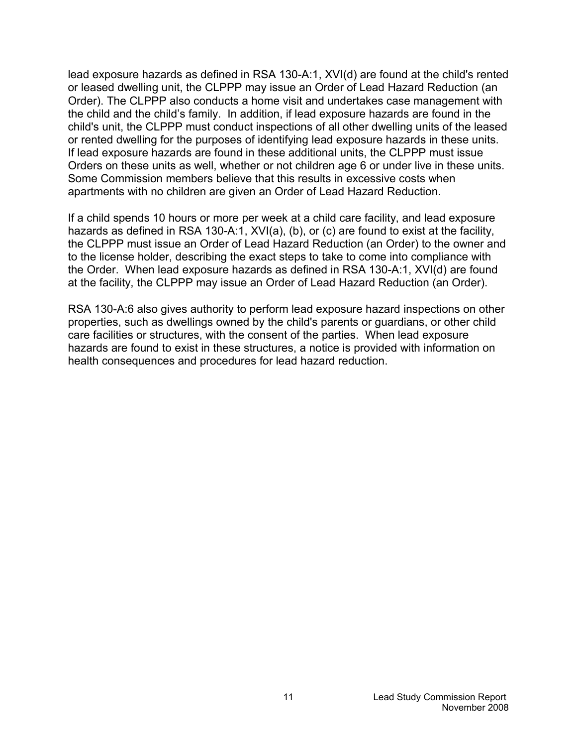lead exposure hazards as defined in RSA 130-A:1, XVI(d) are found at the child's rented or leased dwelling unit, the CLPPP may issue an Order of Lead Hazard Reduction (an Order). The CLPPP also conducts a home visit and undertakes case management with the child and the child's family. In addition, if lead exposure hazards are found in the child's unit, the CLPPP must conduct inspections of all other dwelling units of the leased or rented dwelling for the purposes of identifying lead exposure hazards in these units. If lead exposure hazards are found in these additional units, the CLPPP must issue Orders on these units as well, whether or not children age 6 or under live in these units. Some Commission members believe that this results in excessive costs when apartments with no children are given an Order of Lead Hazard Reduction.

If a child spends 10 hours or more per week at a child care facility, and lead exposure hazards as defined in RSA 130-A:1, XVI(a), (b), or (c) are found to exist at the facility, the CLPPP must issue an Order of Lead Hazard Reduction (an Order) to the owner and to the license holder, describing the exact steps to take to come into compliance with the Order. When lead exposure hazards as defined in RSA 130-A:1, XVI(d) are found at the facility, the CLPPP may issue an Order of Lead Hazard Reduction (an Order).

RSA 130-A:6 also gives authority to perform lead exposure hazard inspections on other properties, such as dwellings owned by the child's parents or guardians, or other child care facilities or structures, with the consent of the parties. When lead exposure hazards are found to exist in these structures, a notice is provided with information on health consequences and procedures for lead hazard reduction.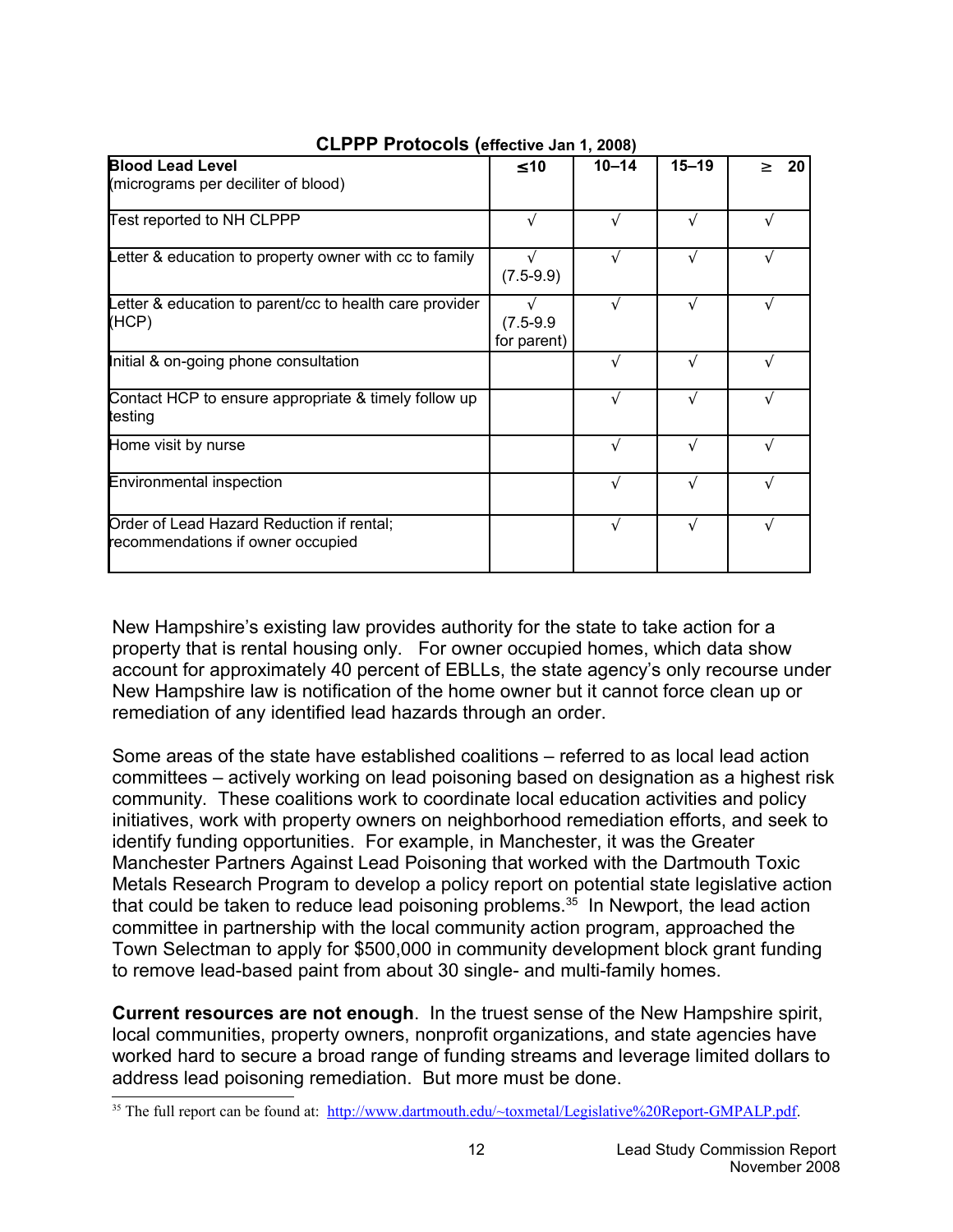## CLPPP Protocols (effective Jan 1, 2008)

| **Blood Lead Level** (micrograms per deciliter of blood) | **≤10** | **10–14** | **15–19** | **≥ 20** |
|---|---|---|---|---|
| Test reported to NH CLPPP | √ | √ | √ | √ |
| Letter & education to property owner with cc to family | √ (7.5-9.9) | √ | √ | √ |
| Letter & education to parent/cc to health care provider (HCP) | √ (7.5-9.9 for parent) | √ | √ | √ |
| Initial & on-going phone consultation | | √ | √ | √ |
| Contact HCP to ensure appropriate & timely follow up testing | | √ | √ | √ |
| Home visit by nurse | | √ | √ | √ |
| Environmental inspection | | √ | √ | √ |
| Order of Lead Hazard Reduction if rental; recommendations if owner occupied | | √ | √ | √ |

New Hampshire's existing law provides authority for the state to take action for a property that is rental housing only. For owner occupied homes, which data show account for approximately 40 percent of EBLLs, the state agency's only recourse under New Hampshire law is notification of the home owner but it cannot force clean up or remediation of any identified lead hazards through an order.

Some areas of the state have established coalitions – referred to as local lead action committees – actively working on lead poisoning based on designation as a highest risk community. These coalitions work to coordinate local education activities and policy initiatives, work with property owners on neighborhood remediation efforts, and seek to identify funding opportunities. For example, in Manchester, it was the Greater Manchester Partners Against Lead Poisoning that worked with the Dartmouth Toxic Metals Research Program to develop a policy report on potential state legislative action that could be taken to reduce lead poisoning problems.[35] In Newport, the lead action committee in partnership with the local community action program, approached the Town Selectman to apply for $500,000 in community development block grant funding to remove lead-based paint from about 30 single- and multi-family homes.

**Current resources are not enough**. In the truest sense of the New Hampshire spirit, local communities, property owners, nonprofit organizations, and state agencies have worked hard to secure a broad range of funding streams and leverage limited dollars to address lead poisoning remediation. But more must be done.

[35] The full report can be found at: http://www.dartmouth.edu/~toxmetal/Legislative%20Report-GMPALP.pdf.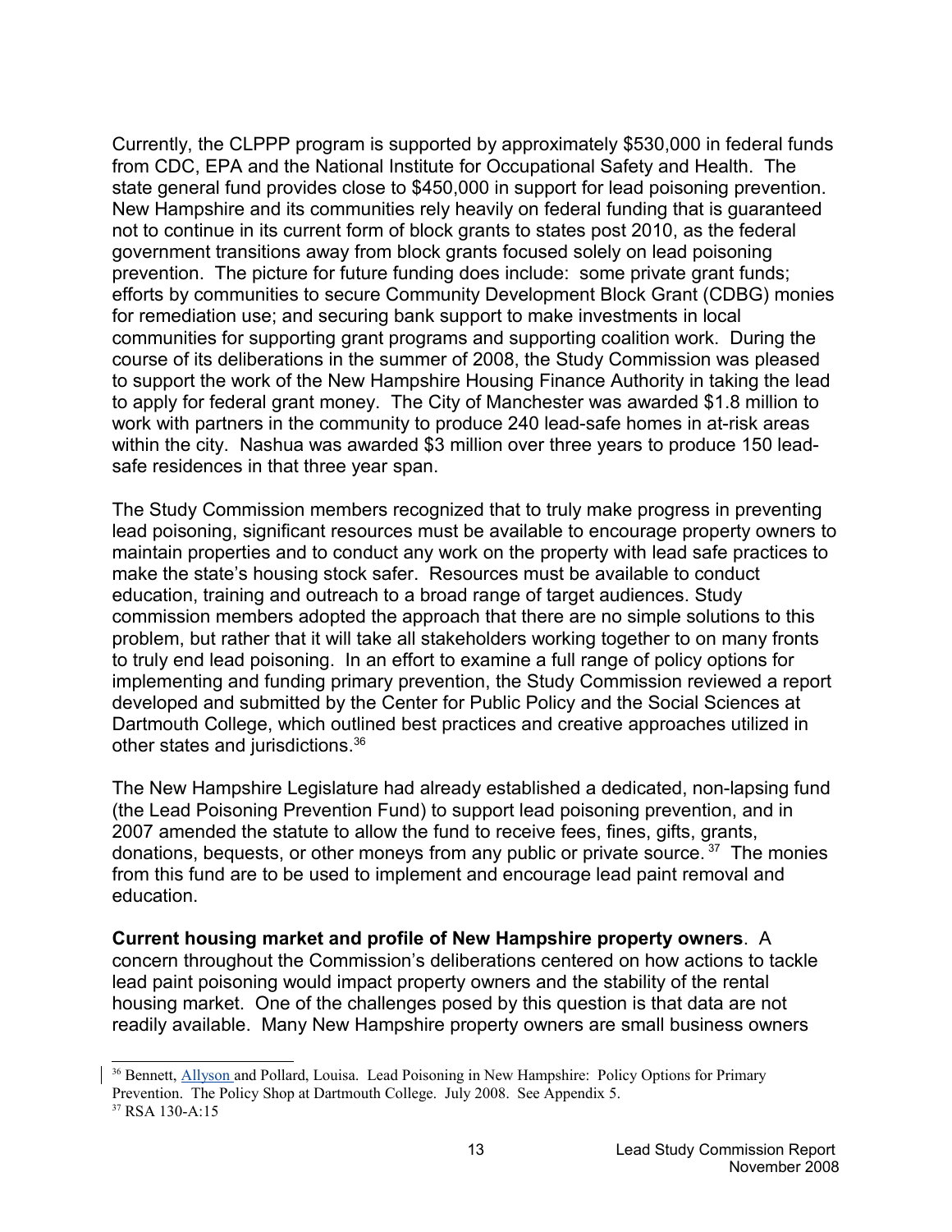Currently, the CLPPP program is supported by approximately $530,000 in federal funds from CDC, EPA and the National Institute for Occupational Safety and Health. The state general fund provides close to $450,000 in support for lead poisoning prevention. New Hampshire and its communities rely heavily on federal funding that is guaranteed not to continue in its current form of block grants to states post 2010, as the federal government transitions away from block grants focused solely on lead poisoning prevention. The picture for future funding does include: some private grant funds; efforts by communities to secure Community Development Block Grant (CDBG) monies for remediation use; and securing bank support to make investments in local communities for supporting grant programs and supporting coalition work. During the course of its deliberations in the summer of 2008, the Study Commission was pleased to support the work of the New Hampshire Housing Finance Authority in taking the lead to apply for federal grant money. The City of Manchester was awarded $1.8 million to work with partners in the community to produce 240 lead-safe homes in at-risk areas within the city. Nashua was awarded $3 million over three years to produce 150 lead-safe residences in that three year span.

The Study Commission members recognized that to truly make progress in preventing lead poisoning, significant resources must be available to encourage property owners to maintain properties and to conduct any work on the property with lead safe practices to make the state's housing stock safer. Resources must be available to conduct education, training and outreach to a broad range of target audiences. Study commission members adopted the approach that there are no simple solutions to this problem, but rather that it will take all stakeholders working together to on many fronts to truly end lead poisoning. In an effort to examine a full range of policy options for implementing and funding primary prevention, the Study Commission reviewed a report developed and submitted by the Center for Public Policy and the Social Sciences at Dartmouth College, which outlined best practices and creative approaches utilized in other states and jurisdictions.[36]

The New Hampshire Legislature had already established a dedicated, non-lapsing fund (the Lead Poisoning Prevention Fund) to support lead poisoning prevention, and in 2007 amended the statute to allow the fund to receive fees, fines, gifts, grants, donations, bequests, or other moneys from any public or private source.[37] The monies from this fund are to be used to implement and encourage lead paint removal and education.

**Current housing market and profile of New Hampshire property owners**. A concern throughout the Commission's deliberations centered on how actions to tackle lead paint poisoning would impact property owners and the stability of the rental housing market. One of the challenges posed by this question is that data are not readily available. Many New Hampshire property owners are small business owners

---

[36] Bennett, Allyson and Pollard, Louisa. Lead Poisoning in New Hampshire: Policy Options for Primary Prevention. The Policy Shop at Dartmouth College. July 2008. See Appendix 5.

[37] RSA 130-A:15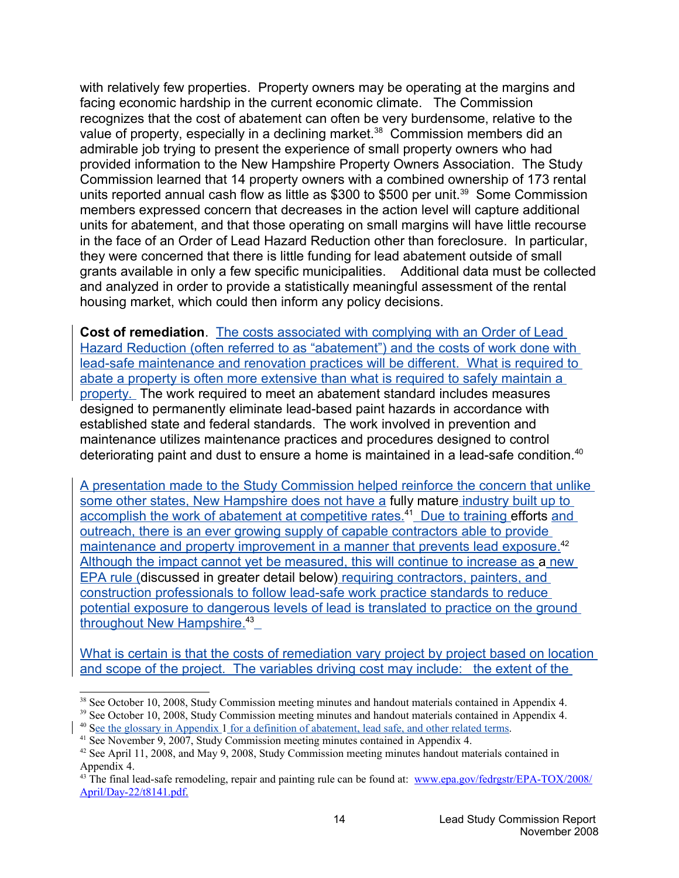with relatively few properties. Property owners may be operating at the margins and facing economic hardship in the current economic climate. The Commission recognizes that the cost of abatement can often be very burdensome, relative to the value of property, especially in a declining market.[38] Commission members did an admirable job trying to present the experience of small property owners who had provided information to the New Hampshire Property Owners Association. The Study Commission learned that 14 property owners with a combined ownership of 173 rental units reported annual cash flow as little as $300 to $500 per unit.[39] Some Commission members expressed concern that decreases in the action level will capture additional units for abatement, and that those operating on small margins will have little recourse in the face of an Order of Lead Hazard Reduction other than foreclosure. In particular, they were concerned that there is little funding for lead abatement outside of small grants available in only a few specific municipalities. Additional data must be collected and analyzed in order to provide a statistically meaningful assessment of the rental housing market, which could then inform any policy decisions.

**Cost of remediation**. The costs associated with complying with an Order of Lead Hazard Reduction (often referred to as "abatement") and the costs of work done with lead-safe maintenance and renovation practices will be different. What is required to abate a property is often more extensive than what is required to safely maintain a property. The work required to meet an abatement standard includes measures designed to permanently eliminate lead-based paint hazards in accordance with established state and federal standards. The work involved in prevention and maintenance utilizes maintenance practices and procedures designed to control deteriorating paint and dust to ensure a home is maintained in a lead-safe condition.[40]

A presentation made to the Study Commission helped reinforce the concern that unlike some other states, New Hampshire does not have a fully mature industry built up to accomplish the work of abatement at competitive rates.[41] Due to training efforts and outreach, there is an ever growing supply of capable contractors able to provide maintenance and property improvement in a manner that prevents lead exposure.[42] Although the impact cannot yet be measured, this will continue to increase as a new EPA rule (discussed in greater detail below) requiring contractors, painters, and construction professionals to follow lead-safe work practice standards to reduce potential exposure to dangerous levels of lead is translated to practice on the ground throughout New Hampshire.[43]

What is certain is that the costs of remediation vary project by project based on location and scope of the project. The variables driving cost may include: the extent of the

---

[38] See October 10, 2008, Study Commission meeting minutes and handout materials contained in Appendix 4.

[39] See October 10, 2008, Study Commission meeting minutes and handout materials contained in Appendix 4.

[40] See the glossary in Appendix 1 for a definition of abatement, lead safe, and other related terms.

[41] See November 9, 2007, Study Commission meeting minutes contained in Appendix 4.

[42] See April 11, 2008, and May 9, 2008, Study Commission meeting minutes handout materials contained in Appendix 4.

[43] The final lead-safe remodeling, repair and painting rule can be found at: www.epa.gov/fedrgstr/EPA-TOX/2008/April/Day-22/t8141.pdf.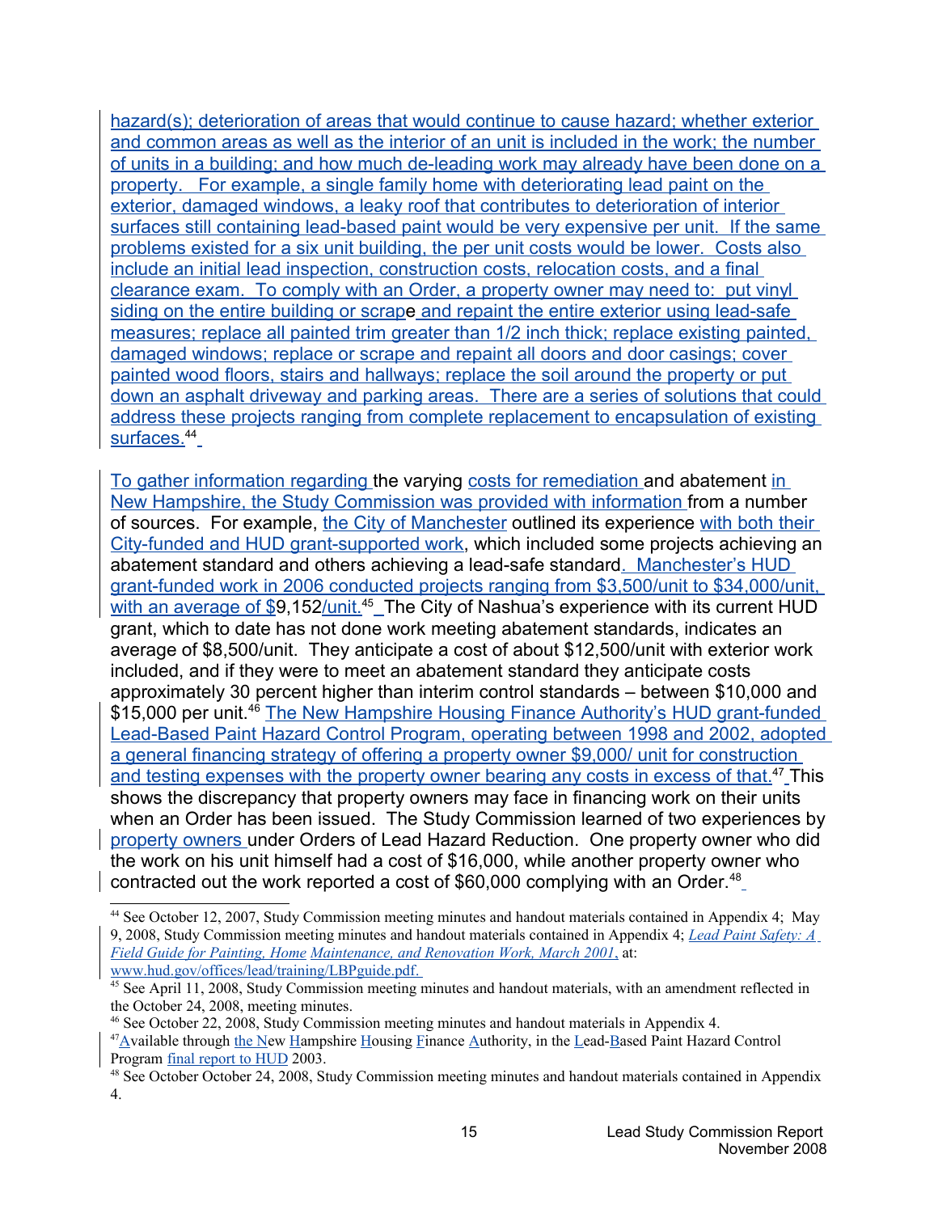hazard(s); deterioration of areas that would continue to cause hazard; whether exterior and common areas as well as the interior of an unit is included in the work; the number of units in a building; and how much de-leading work may already have been done on a property. For example, a single family home with deteriorating lead paint on the exterior, damaged windows, a leaky roof that contributes to deterioration of interior surfaces still containing lead-based paint would be very expensive per unit. If the same problems existed for a six unit building, the per unit costs would be lower. Costs also include an initial lead inspection, construction costs, relocation costs, and a final clearance exam. To comply with an Order, a property owner may need to: put vinyl siding on the entire building or scrape and repaint the entire exterior using lead-safe measures; replace all painted trim greater than 1/2 inch thick; replace existing painted, damaged windows; replace or scrape and repaint all doors and door casings; cover painted wood floors, stairs and hallways; replace the soil around the property or put down an asphalt driveway and parking areas. There are a series of solutions that could address these projects ranging from complete replacement to encapsulation of existing surfaces.[44]

To gather information regarding the varying costs for remediation and abatement in New Hampshire, the Study Commission was provided with information from a number of sources. For example, the City of Manchester outlined its experience with both their City-funded and HUD grant-supported work, which included some projects achieving an abatement standard and others achieving a lead-safe standard. Manchester's HUD grant-funded work in 2006 conducted projects ranging from $3,500/unit to $34,000/unit, with an average of $9,152/unit.[45] The City of Nashua's experience with its current HUD grant, which to date has not done work meeting abatement standards, indicates an average of $8,500/unit. They anticipate a cost of about $12,500/unit with exterior work included, and if they were to meet an abatement standard they anticipate costs approximately 30 percent higher than interim control standards – between $10,000 and $15,000 per unit.[46] The New Hampshire Housing Finance Authority's HUD grant-funded Lead-Based Paint Hazard Control Program, operating between 1998 and 2002, adopted a general financing strategy of offering a property owner $9,000/ unit for construction and testing expenses with the property owner bearing any costs in excess of that.[47] This shows the discrepancy that property owners may face in financing work on their units when an Order has been issued. The Study Commission learned of two experiences by property owners under Orders of Lead Hazard Reduction. One property owner who did the work on his unit himself had a cost of $16,000, while another property owner who contracted out the work reported a cost of $60,000 complying with an Order.[48]

---

[44] See October 12, 2007, Study Commission meeting minutes and handout materials contained in Appendix 4; May 9, 2008, Study Commission meeting minutes and handout materials contained in Appendix 4; *Lead Paint Safety: A Field Guide for Painting, Home Maintenance, and Renovation Work, March 2001*, at: www.hud.gov/offices/lead/training/LBPguide.pdf.

[45] See April 11, 2008, Study Commission meeting minutes and handout materials, with an amendment reflected in the October 24, 2008, meeting minutes.

[46] See October 22, 2008, Study Commission meeting minutes and handout materials in Appendix 4.

[47] Available through the New Hampshire Housing Finance Authority, in the Lead-Based Paint Hazard Control Program final report to HUD 2003.

[48] See October October 24, 2008, Study Commission meeting minutes and handout materials contained in Appendix 4.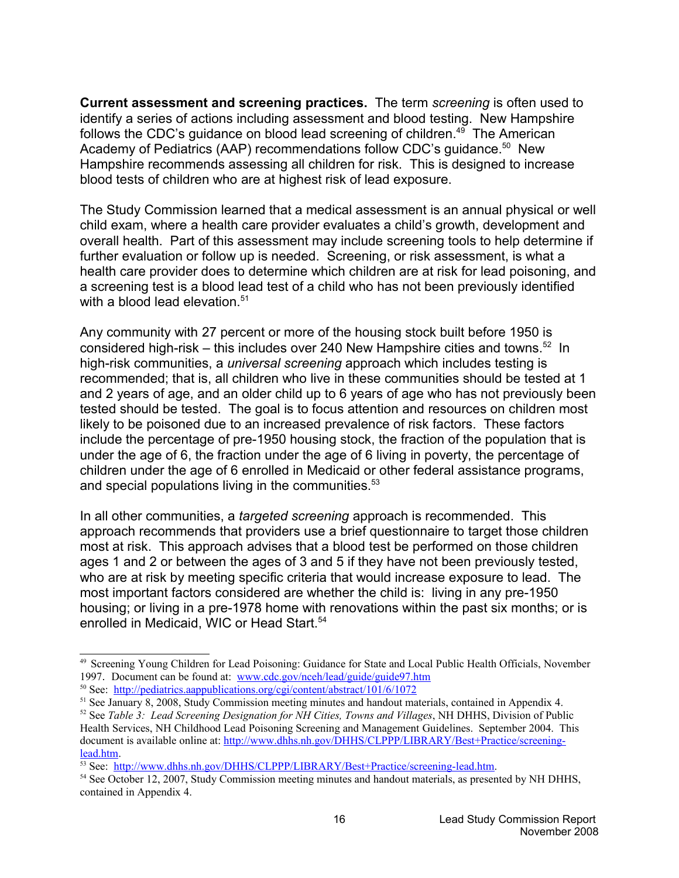**Current assessment and screening practices.** The term *screening* is often used to identify a series of actions including assessment and blood testing. New Hampshire follows the CDC's guidance on blood lead screening of children.[49] The American Academy of Pediatrics (AAP) recommendations follow CDC's guidance.[50] New Hampshire recommends assessing all children for risk. This is designed to increase blood tests of children who are at highest risk of lead exposure.

The Study Commission learned that a medical assessment is an annual physical or well child exam, where a health care provider evaluates a child's growth, development and overall health. Part of this assessment may include screening tools to help determine if further evaluation or follow up is needed. Screening, or risk assessment, is what a health care provider does to determine which children are at risk for lead poisoning, and a screening test is a blood lead test of a child who has not been previously identified with a blood lead elevation.[51]

Any community with 27 percent or more of the housing stock built before 1950 is considered high-risk – this includes over 240 New Hampshire cities and towns.[52] In high-risk communities, a *universal screening* approach which includes testing is recommended; that is, all children who live in these communities should be tested at 1 and 2 years of age, and an older child up to 6 years of age who has not previously been tested should be tested. The goal is to focus attention and resources on children most likely to be poisoned due to an increased prevalence of risk factors. These factors include the percentage of pre-1950 housing stock, the fraction of the population that is under the age of 6, the fraction under the age of 6 living in poverty, the percentage of children under the age of 6 enrolled in Medicaid or other federal assistance programs, and special populations living in the communities.[53]

In all other communities, a *targeted screening* approach is recommended. This approach recommends that providers use a brief questionnaire to target those children most at risk. This approach advises that a blood test be performed on those children ages 1 and 2 or between the ages of 3 and 5 if they have not been previously tested, who are at risk by meeting specific criteria that would increase exposure to lead. The most important factors considered are whether the child is: living in any pre-1950 housing; or living in a pre-1978 home with renovations within the past six months; or is enrolled in Medicaid, WIC or Head Start.[54]

---

[49] Screening Young Children for Lead Poisoning: Guidance for State and Local Public Health Officials, November 1997. Document can be found at: www.cdc.gov/nceh/lead/guide/guide97.htm

[50] See: http://pediatrics.aappublications.org/cgi/content/abstract/101/6/1072

[51] See January 8, 2008, Study Commission meeting minutes and handout materials, contained in Appendix 4.

[52] See *Table 3: Lead Screening Designation for NH Cities, Towns and Villages*, NH DHHS, Division of Public Health Services, NH Childhood Lead Poisoning Screening and Management Guidelines. September 2004. This document is available online at: http://www.dhhs.nh.gov/DHHS/CLPPP/LIBRARY/Best+Practice/screening-lead.htm.

[53] See: http://www.dhhs.nh.gov/DHHS/CLPPP/LIBRARY/Best+Practice/screening-lead.htm.

[54] See October 12, 2007, Study Commission meeting minutes and handout materials, as presented by NH DHHS, contained in Appendix 4.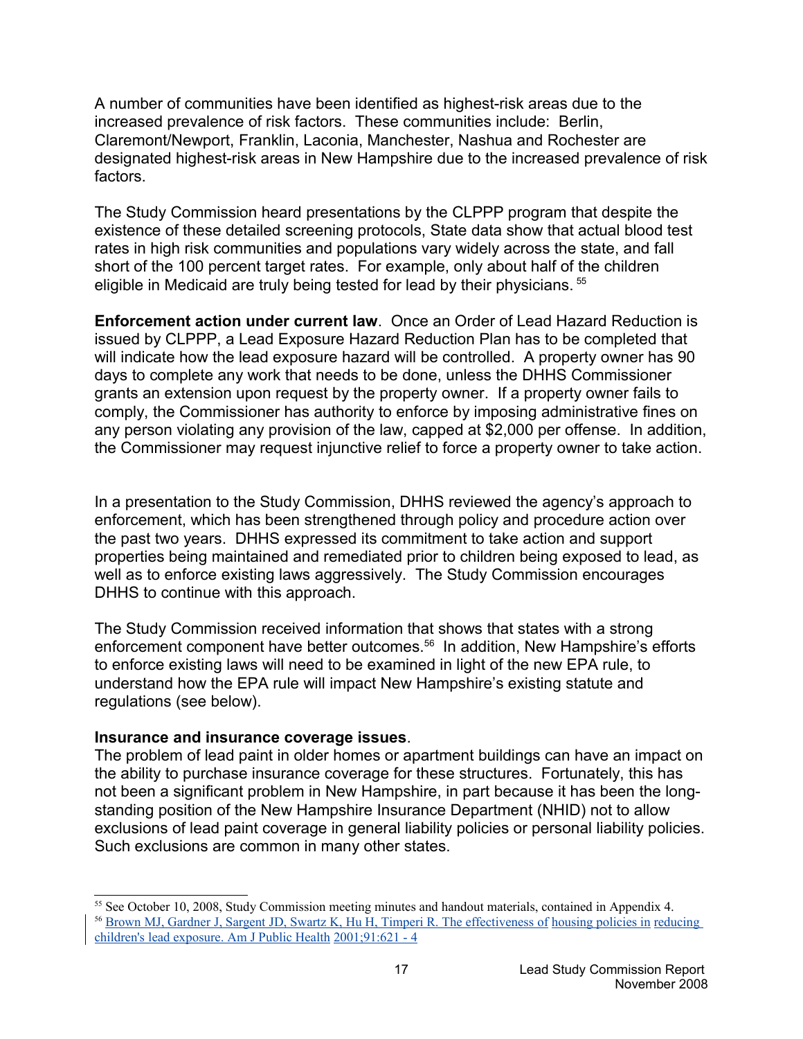A number of communities have been identified as highest-risk areas due to the increased prevalence of risk factors. These communities include: Berlin, Claremont/Newport, Franklin, Laconia, Manchester, Nashua and Rochester are designated highest-risk areas in New Hampshire due to the increased prevalence of risk factors.

The Study Commission heard presentations by the CLPPP program that despite the existence of these detailed screening protocols, State data show that actual blood test rates in high risk communities and populations vary widely across the state, and fall short of the 100 percent target rates. For example, only about half of the children eligible in Medicaid are truly being tested for lead by their physicians. [55]

**Enforcement action under current law**. Once an Order of Lead Hazard Reduction is issued by CLPPP, a Lead Exposure Hazard Reduction Plan has to be completed that will indicate how the lead exposure hazard will be controlled. A property owner has 90 days to complete any work that needs to be done, unless the DHHS Commissioner grants an extension upon request by the property owner. If a property owner fails to comply, the Commissioner has authority to enforce by imposing administrative fines on any person violating any provision of the law, capped at $2,000 per offense. In addition, the Commissioner may request injunctive relief to force a property owner to take action.

In a presentation to the Study Commission, DHHS reviewed the agency's approach to enforcement, which has been strengthened through policy and procedure action over the past two years. DHHS expressed its commitment to take action and support properties being maintained and remediated prior to children being exposed to lead, as well as to enforce existing laws aggressively. The Study Commission encourages DHHS to continue with this approach.

The Study Commission received information that shows that states with a strong enforcement component have better outcomes.[56] In addition, New Hampshire's efforts to enforce existing laws will need to be examined in light of the new EPA rule, to understand how the EPA rule will impact New Hampshire's existing statute and regulations (see below).

**Insurance and insurance coverage issues**.
The problem of lead paint in older homes or apartment buildings can have an impact on the ability to purchase insurance coverage for these structures. Fortunately, this has not been a significant problem in New Hampshire, in part because it has been the long-standing position of the New Hampshire Insurance Department (NHID) not to allow exclusions of lead paint coverage in general liability policies or personal liability policies. Such exclusions are common in many other states.

---

[55] See October 10, 2008, Study Commission meeting minutes and handout materials, contained in Appendix 4.

[56] Brown MJ, Gardner J, Sargent JD, Swartz K, Hu H, Timperi R. The effectiveness of housing policies in reducing children's lead exposure. Am J Public Health 2001;91:621 - 4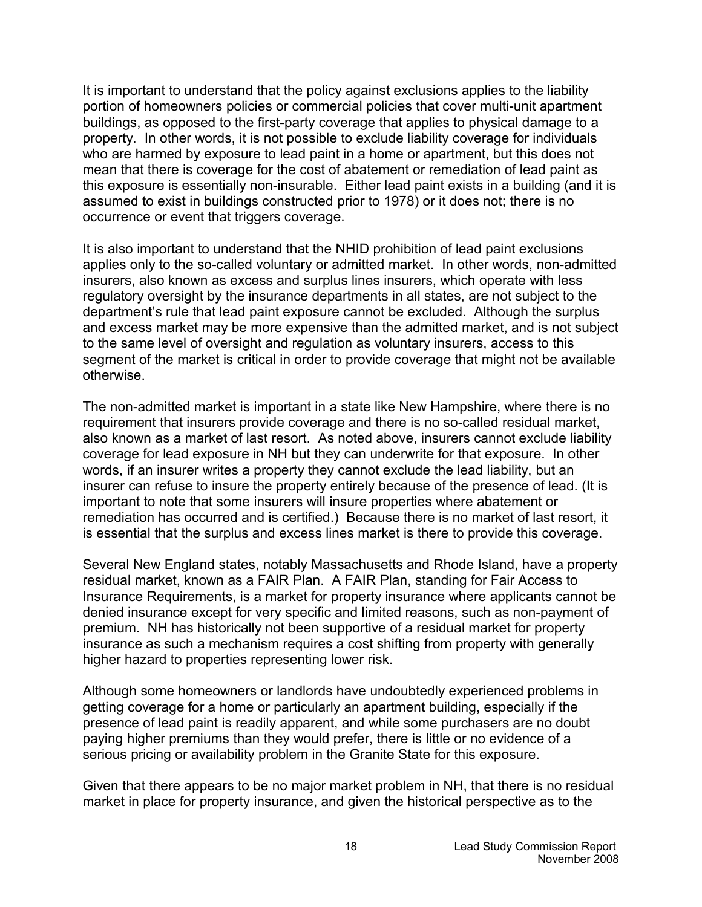It is important to understand that the policy against exclusions applies to the liability portion of homeowners policies or commercial policies that cover multi-unit apartment buildings, as opposed to the first-party coverage that applies to physical damage to a property. In other words, it is not possible to exclude liability coverage for individuals who are harmed by exposure to lead paint in a home or apartment, but this does not mean that there is coverage for the cost of abatement or remediation of lead paint as this exposure is essentially non-insurable. Either lead paint exists in a building (and it is assumed to exist in buildings constructed prior to 1978) or it does not; there is no occurrence or event that triggers coverage.

It is also important to understand that the NHID prohibition of lead paint exclusions applies only to the so-called voluntary or admitted market. In other words, non-admitted insurers, also known as excess and surplus lines insurers, which operate with less regulatory oversight by the insurance departments in all states, are not subject to the department's rule that lead paint exposure cannot be excluded. Although the surplus and excess market may be more expensive than the admitted market, and is not subject to the same level of oversight and regulation as voluntary insurers, access to this segment of the market is critical in order to provide coverage that might not be available otherwise.

The non-admitted market is important in a state like New Hampshire, where there is no requirement that insurers provide coverage and there is no so-called residual market, also known as a market of last resort. As noted above, insurers cannot exclude liability coverage for lead exposure in NH but they can underwrite for that exposure. In other words, if an insurer writes a property they cannot exclude the lead liability, but an insurer can refuse to insure the property entirely because of the presence of lead. (It is important to note that some insurers will insure properties where abatement or remediation has occurred and is certified.) Because there is no market of last resort, it is essential that the surplus and excess lines market is there to provide this coverage.

Several New England states, notably Massachusetts and Rhode Island, have a property residual market, known as a FAIR Plan. A FAIR Plan, standing for Fair Access to Insurance Requirements, is a market for property insurance where applicants cannot be denied insurance except for very specific and limited reasons, such as non-payment of premium. NH has historically not been supportive of a residual market for property insurance as such a mechanism requires a cost shifting from property with generally higher hazard to properties representing lower risk.

Although some homeowners or landlords have undoubtedly experienced problems in getting coverage for a home or particularly an apartment building, especially if the presence of lead paint is readily apparent, and while some purchasers are no doubt paying higher premiums than they would prefer, there is little or no evidence of a serious pricing or availability problem in the Granite State for this exposure.

Given that there appears to be no major market problem in NH, that there is no residual market in place for property insurance, and given the historical perspective as to the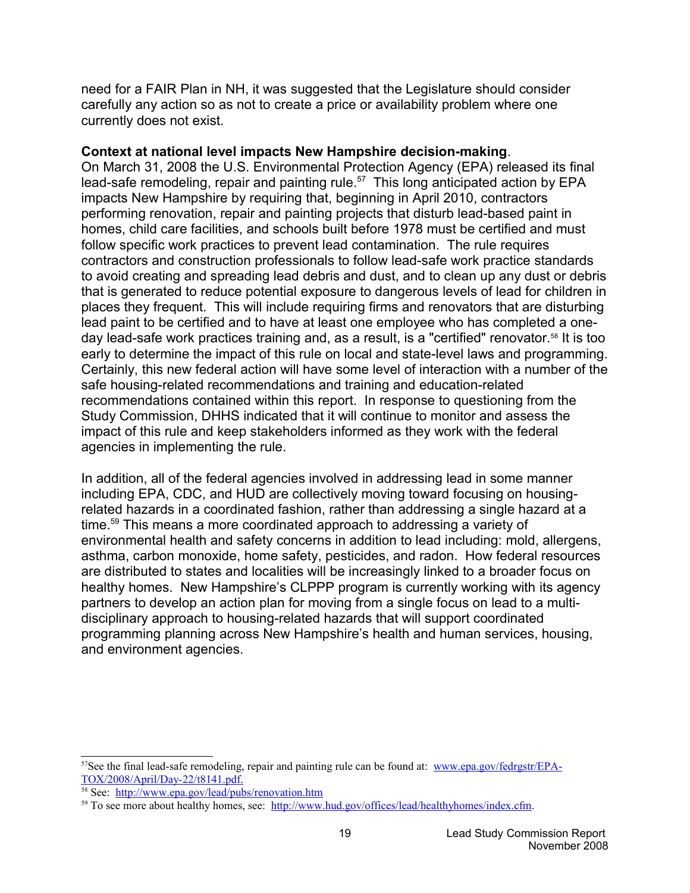need for a FAIR Plan in NH, it was suggested that the Legislature should consider carefully any action so as not to create a price or availability problem where one currently does not exist.

**Context at national level impacts New Hampshire decision-making**.
On March 31, 2008 the U.S. Environmental Protection Agency (EPA) released its final lead-safe remodeling, repair and painting rule.[57] This long anticipated action by EPA impacts New Hampshire by requiring that, beginning in April 2010, contractors performing renovation, repair and painting projects that disturb lead-based paint in homes, child care facilities, and schools built before 1978 must be certified and must follow specific work practices to prevent lead contamination. The rule requires contractors and construction professionals to follow lead-safe work practice standards to avoid creating and spreading lead debris and dust, and to clean up any dust or debris that is generated to reduce potential exposure to dangerous levels of lead for children in places they frequent. This will include requiring firms and renovators that are disturbing lead paint to be certified and to have at least one employee who has completed a one-day lead-safe work practices training and, as a result, is a "certified" renovator.[58] It is too early to determine the impact of this rule on local and state-level laws and programming. Certainly, this new federal action will have some level of interaction with a number of the safe housing-related recommendations and training and education-related recommendations contained within this report. In response to questioning from the Study Commission, DHHS indicated that it will continue to monitor and assess the impact of this rule and keep stakeholders informed as they work with the federal agencies in implementing the rule.

In addition, all of the federal agencies involved in addressing lead in some manner including EPA, CDC, and HUD are collectively moving toward focusing on housing-related hazards in a coordinated fashion, rather than addressing a single hazard at a time.[59] This means a more coordinated approach to addressing a variety of environmental health and safety concerns in addition to lead including: mold, allergens, asthma, carbon monoxide, home safety, pesticides, and radon. How federal resources are distributed to states and localities will be increasingly linked to a broader focus on healthy homes. New Hampshire's CLPPP program is currently working with its agency partners to develop an action plan for moving from a single focus on lead to a multi-disciplinary approach to housing-related hazards that will support coordinated programming planning across New Hampshire's health and human services, housing, and environment agencies.

---

[57] See the final lead-safe remodeling, repair and painting rule can be found at: www.epa.gov/fedrgstr/EPA-TOX/2008/April/Day-22/t8141.pdf.

[58] See: http://www.epa.gov/lead/pubs/renovation.htm

[59] To see more about healthy homes, see: http://www.hud.gov/offices/lead/healthyhomes/index.cfm.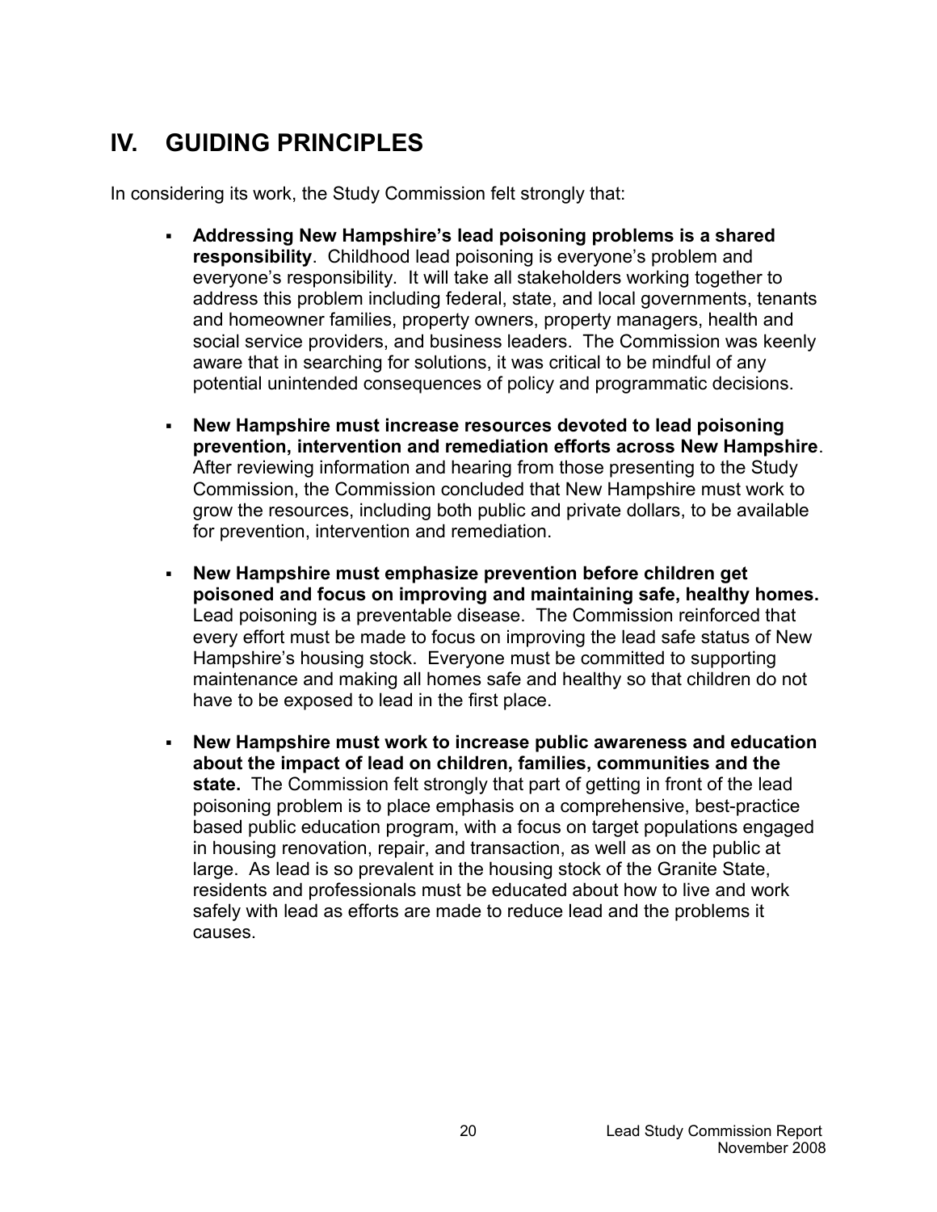# IV. GUIDING PRINCIPLES

In considering its work, the Study Commission felt strongly that:

- **Addressing New Hampshire's lead poisoning problems is a shared responsibility**. Childhood lead poisoning is everyone's problem and everyone's responsibility. It will take all stakeholders working together to address this problem including federal, state, and local governments, tenants and homeowner families, property owners, property managers, health and social service providers, and business leaders. The Commission was keenly aware that in searching for solutions, it was critical to be mindful of any potential unintended consequences of policy and programmatic decisions.

- **New Hampshire must increase resources devoted to lead poisoning prevention, intervention and remediation efforts across New Hampshire**. After reviewing information and hearing from those presenting to the Study Commission, the Commission concluded that New Hampshire must work to grow the resources, including both public and private dollars, to be available for prevention, intervention and remediation.

- **New Hampshire must emphasize prevention before children get poisoned and focus on improving and maintaining safe, healthy homes.** Lead poisoning is a preventable disease. The Commission reinforced that every effort must be made to focus on improving the lead safe status of New Hampshire's housing stock. Everyone must be committed to supporting maintenance and making all homes safe and healthy so that children do not have to be exposed to lead in the first place.

- **New Hampshire must work to increase public awareness and education about the impact of lead on children, families, communities and the state.** The Commission felt strongly that part of getting in front of the lead poisoning problem is to place emphasis on a comprehensive, best-practice based public education program, with a focus on target populations engaged in housing renovation, repair, and transaction, as well as on the public at large. As lead is so prevalent in the housing stock of the Granite State, residents and professionals must be educated about how to live and work safely with lead as efforts are made to reduce lead and the problems it causes.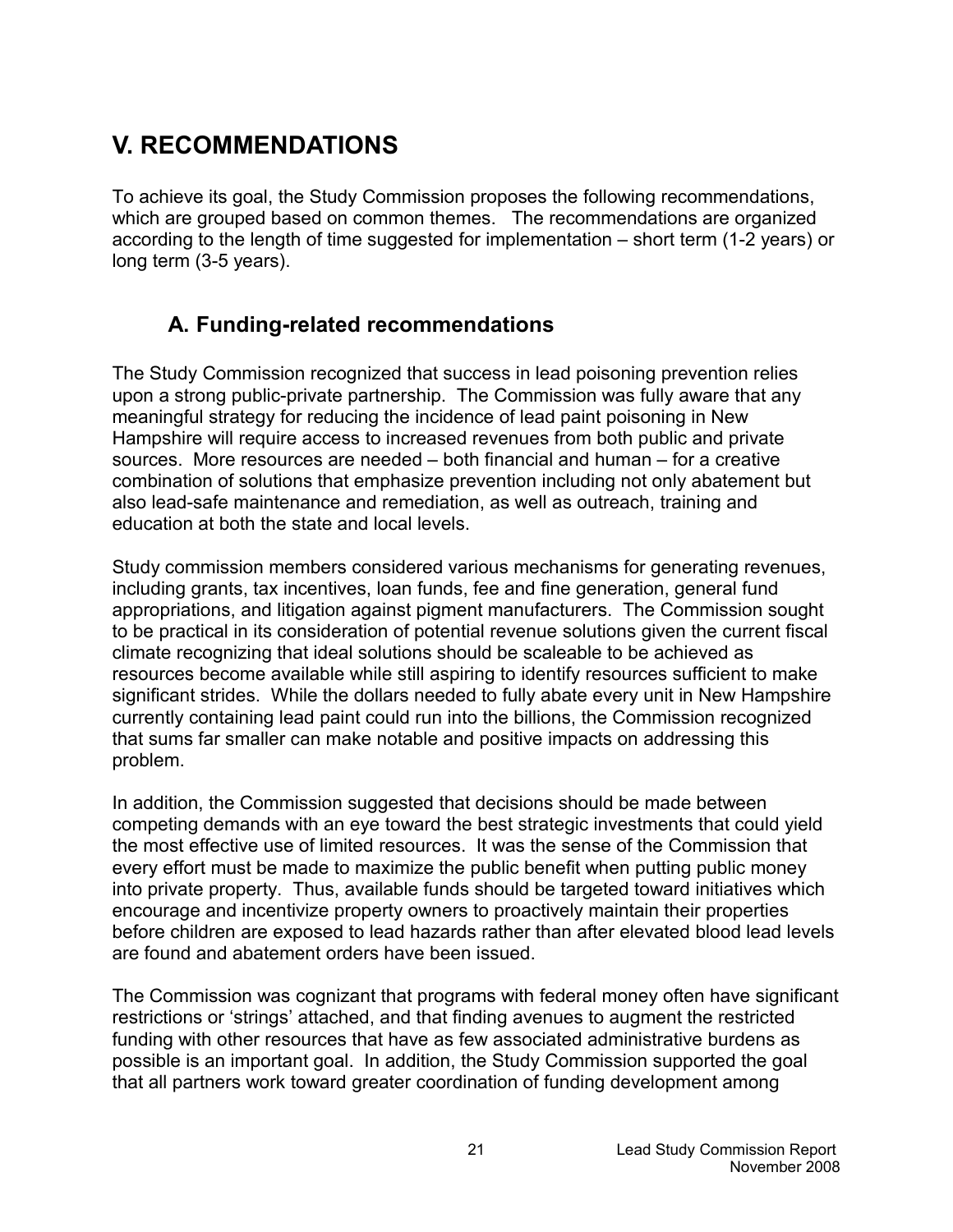# V. RECOMMENDATIONS

To achieve its goal, the Study Commission proposes the following recommendations, which are grouped based on common themes. The recommendations are organized according to the length of time suggested for implementation – short term (1-2 years) or long term (3-5 years).

## A. Funding-related recommendations

The Study Commission recognized that success in lead poisoning prevention relies upon a strong public-private partnership. The Commission was fully aware that any meaningful strategy for reducing the incidence of lead paint poisoning in New Hampshire will require access to increased revenues from both public and private sources. More resources are needed – both financial and human – for a creative combination of solutions that emphasize prevention including not only abatement but also lead-safe maintenance and remediation, as well as outreach, training and education at both the state and local levels.

Study commission members considered various mechanisms for generating revenues, including grants, tax incentives, loan funds, fee and fine generation, general fund appropriations, and litigation against pigment manufacturers. The Commission sought to be practical in its consideration of potential revenue solutions given the current fiscal climate recognizing that ideal solutions should be scaleable to be achieved as resources become available while still aspiring to identify resources sufficient to make significant strides. While the dollars needed to fully abate every unit in New Hampshire currently containing lead paint could run into the billions, the Commission recognized that sums far smaller can make notable and positive impacts on addressing this problem.

In addition, the Commission suggested that decisions should be made between competing demands with an eye toward the best strategic investments that could yield the most effective use of limited resources. It was the sense of the Commission that every effort must be made to maximize the public benefit when putting public money into private property. Thus, available funds should be targeted toward initiatives which encourage and incentivize property owners to proactively maintain their properties before children are exposed to lead hazards rather than after elevated blood lead levels are found and abatement orders have been issued.

The Commission was cognizant that programs with federal money often have significant restrictions or 'strings' attached, and that finding avenues to augment the restricted funding with other resources that have as few associated administrative burdens as possible is an important goal. In addition, the Study Commission supported the goal that all partners work toward greater coordination of funding development among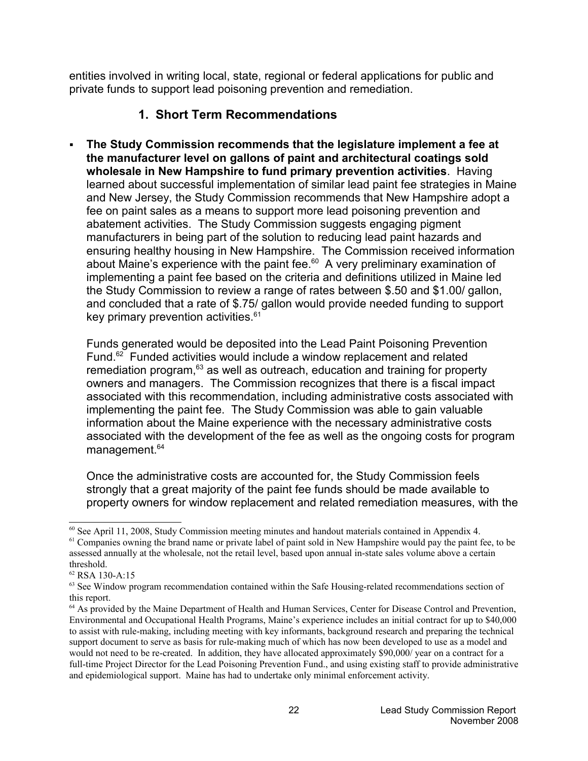entities involved in writing local, state, regional or federal applications for public and private funds to support lead poisoning prevention and remediation.

### 1. Short Term Recommendations

- **The Study Commission recommends that the legislature implement a fee at the manufacturer level on gallons of paint and architectural coatings sold wholesale in New Hampshire to fund primary prevention activities**. Having learned about successful implementation of similar lead paint fee strategies in Maine and New Jersey, the Study Commission recommends that New Hampshire adopt a fee on paint sales as a means to support more lead poisoning prevention and abatement activities. The Study Commission suggests engaging pigment manufacturers in being part of the solution to reducing lead paint hazards and ensuring healthy housing in New Hampshire. The Commission received information about Maine's experience with the paint fee.[60] A very preliminary examination of implementing a paint fee based on the criteria and definitions utilized in Maine led the Study Commission to review a range of rates between $.50 and $1.00/ gallon, and concluded that a rate of $.75/ gallon would provide needed funding to support key primary prevention activities.[61]

  Funds generated would be deposited into the Lead Paint Poisoning Prevention Fund.[62] Funded activities would include a window replacement and related remediation program,[63] as well as outreach, education and training for property owners and managers. The Commission recognizes that there is a fiscal impact associated with this recommendation, including administrative costs associated with implementing the paint fee. The Study Commission was able to gain valuable information about the Maine experience with the necessary administrative costs associated with the development of the fee as well as the ongoing costs for program management.[64]

  Once the administrative costs are accounted for, the Study Commission feels strongly that a great majority of the paint fee funds should be made available to property owners for window replacement and related remediation measures, with the

---

[60] See April 11, 2008, Study Commission meeting minutes and handout materials contained in Appendix 4.

[61] Companies owning the brand name or private label of paint sold in New Hampshire would pay the paint fee, to be assessed annually at the wholesale, not the retail level, based upon annual in-state sales volume above a certain threshold.

[62] RSA 130-A:15

[63] See Window program recommendation contained within the Safe Housing-related recommendations section of this report.

[64] As provided by the Maine Department of Health and Human Services, Center for Disease Control and Prevention, Environmental and Occupational Health Programs, Maine's experience includes an initial contract for up to $40,000 to assist with rule-making, including meeting with key informants, background research and preparing the technical support document to serve as basis for rule-making much of which has now been developed to use as a model and would not need to be re-created. In addition, they have allocated approximately $90,000/ year on a contract for a full-time Project Director for the Lead Poisoning Prevention Fund., and using existing staff to provide administrative and epidemiological support. Maine has had to undertake only minimal enforcement activity.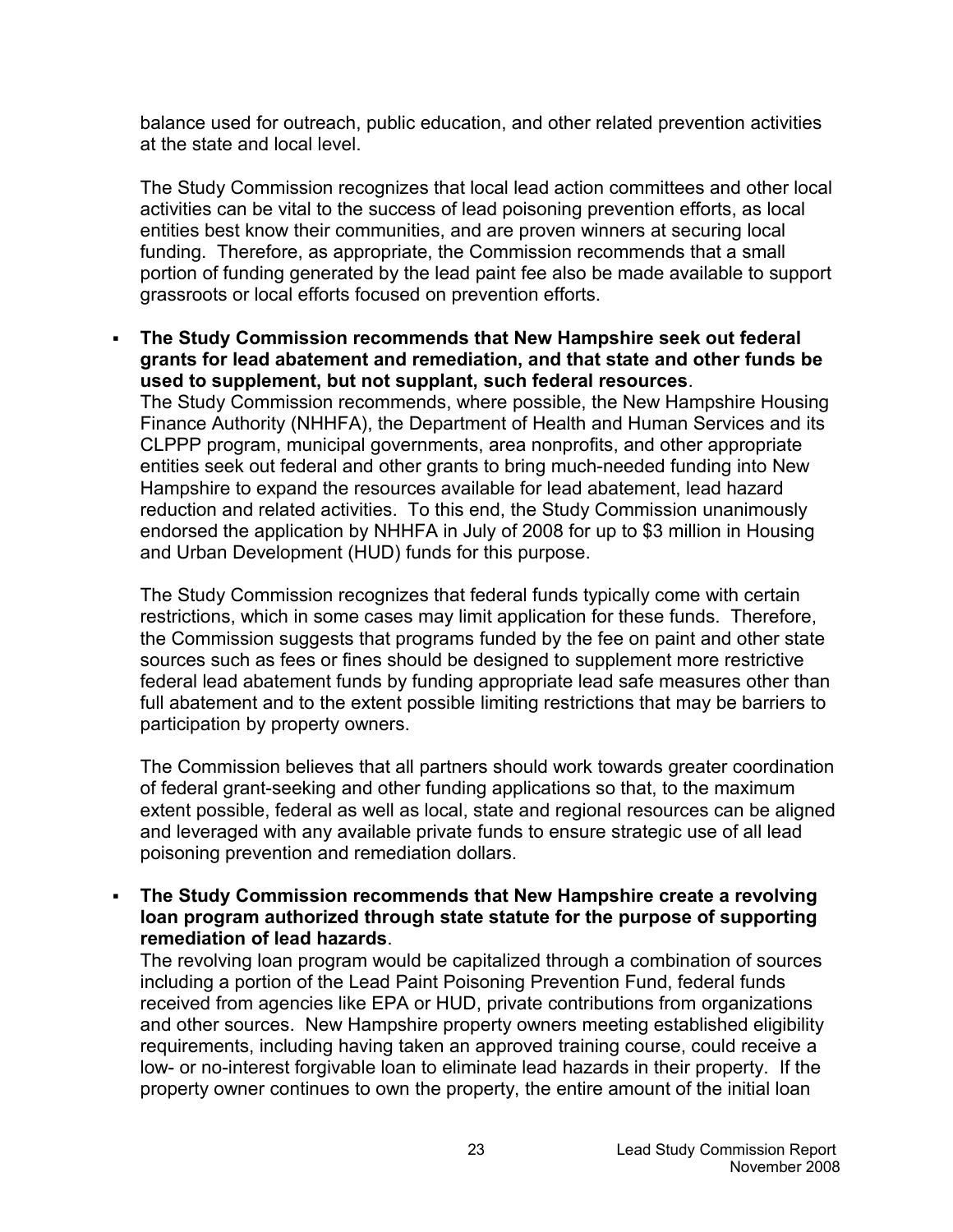balance used for outreach, public education, and other related prevention activities at the state and local level.

The Study Commission recognizes that local lead action committees and other local activities can be vital to the success of lead poisoning prevention efforts, as local entities best know their communities, and are proven winners at securing local funding. Therefore, as appropriate, the Commission recommends that a small portion of funding generated by the lead paint fee also be made available to support grassroots or local efforts focused on prevention efforts.

- **The Study Commission recommends that New Hampshire seek out federal grants for lead abatement and remediation, and that state and other funds be used to supplement, but not supplant, such federal resources**.

  The Study Commission recommends, where possible, the New Hampshire Housing Finance Authority (NHHFA), the Department of Health and Human Services and its CLPPP program, municipal governments, area nonprofits, and other appropriate entities seek out federal and other grants to bring much-needed funding into New Hampshire to expand the resources available for lead abatement, lead hazard reduction and related activities. To this end, the Study Commission unanimously endorsed the application by NHHFA in July of 2008 for up to $3 million in Housing and Urban Development (HUD) funds for this purpose.

  The Study Commission recognizes that federal funds typically come with certain restrictions, which in some cases may limit application for these funds. Therefore, the Commission suggests that programs funded by the fee on paint and other state sources such as fees or fines should be designed to supplement more restrictive federal lead abatement funds by funding appropriate lead safe measures other than full abatement and to the extent possible limiting restrictions that may be barriers to participation by property owners.

  The Commission believes that all partners should work towards greater coordination of federal grant-seeking and other funding applications so that, to the maximum extent possible, federal as well as local, state and regional resources can be aligned and leveraged with any available private funds to ensure strategic use of all lead poisoning prevention and remediation dollars.

- **The Study Commission recommends that New Hampshire create a revolving loan program authorized through state statute for the purpose of supporting remediation of lead hazards**.

  The revolving loan program would be capitalized through a combination of sources including a portion of the Lead Paint Poisoning Prevention Fund, federal funds received from agencies like EPA or HUD, private contributions from organizations and other sources. New Hampshire property owners meeting established eligibility requirements, including having taken an approved training course, could receive a low- or no-interest forgivable loan to eliminate lead hazards in their property. If the property owner continues to own the property, the entire amount of the initial loan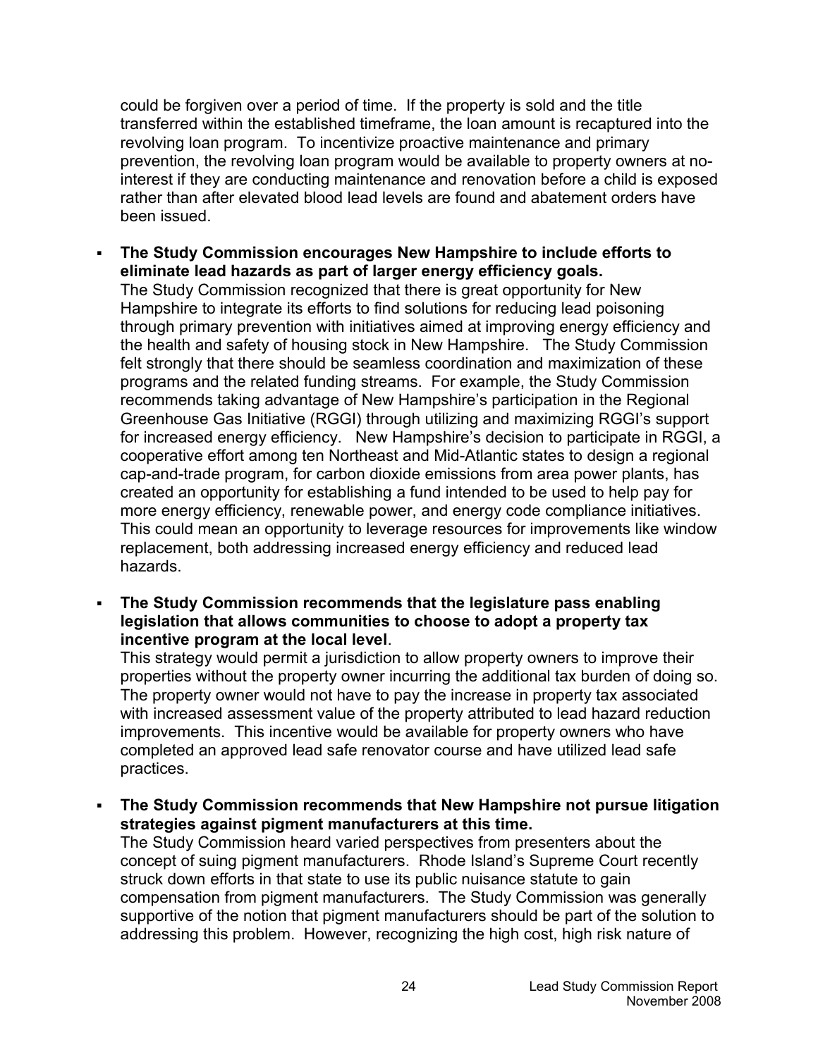could be forgiven over a period of time. If the property is sold and the title transferred within the established timeframe, the loan amount is recaptured into the revolving loan program. To incentivize proactive maintenance and primary prevention, the revolving loan program would be available to property owners at no-interest if they are conducting maintenance and renovation before a child is exposed rather than after elevated blood lead levels are found and abatement orders have been issued.

- **The Study Commission encourages New Hampshire to include efforts to eliminate lead hazards as part of larger energy efficiency goals.**
  The Study Commission recognized that there is great opportunity for New Hampshire to integrate its efforts to find solutions for reducing lead poisoning through primary prevention with initiatives aimed at improving energy efficiency and the health and safety of housing stock in New Hampshire. The Study Commission felt strongly that there should be seamless coordination and maximization of these programs and the related funding streams. For example, the Study Commission recommends taking advantage of New Hampshire's participation in the Regional Greenhouse Gas Initiative (RGGI) through utilizing and maximizing RGGI's support for increased energy efficiency. New Hampshire's decision to participate in RGGI, a cooperative effort among ten Northeast and Mid-Atlantic states to design a regional cap-and-trade program, for carbon dioxide emissions from area power plants, has created an opportunity for establishing a fund intended to be used to help pay for more energy efficiency, renewable power, and energy code compliance initiatives. This could mean an opportunity to leverage resources for improvements like window replacement, both addressing increased energy efficiency and reduced lead hazards.

- **The Study Commission recommends that the legislature pass enabling legislation that allows communities to choose to adopt a property tax incentive program at the local level**.
  This strategy would permit a jurisdiction to allow property owners to improve their properties without the property owner incurring the additional tax burden of doing so. The property owner would not have to pay the increase in property tax associated with increased assessment value of the property attributed to lead hazard reduction improvements. This incentive would be available for property owners who have completed an approved lead safe renovator course and have utilized lead safe practices.

- **The Study Commission recommends that New Hampshire not pursue litigation strategies against pigment manufacturers at this time.**
  The Study Commission heard varied perspectives from presenters about the concept of suing pigment manufacturers. Rhode Island's Supreme Court recently struck down efforts in that state to use its public nuisance statute to gain compensation from pigment manufacturers. The Study Commission was generally supportive of the notion that pigment manufacturers should be part of the solution to addressing this problem. However, recognizing the high cost, high risk nature of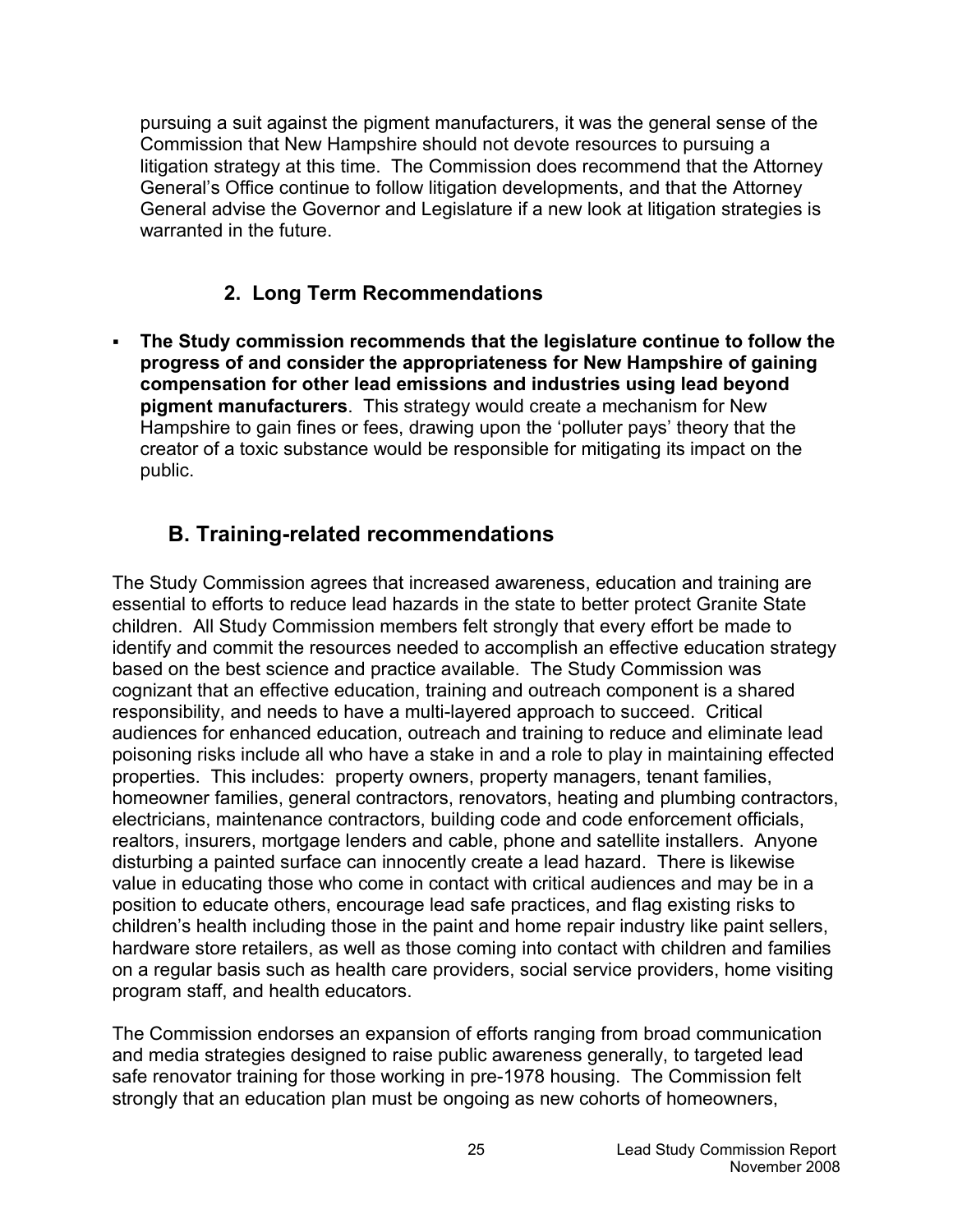pursuing a suit against the pigment manufacturers, it was the general sense of the Commission that New Hampshire should not devote resources to pursuing a litigation strategy at this time. The Commission does recommend that the Attorney General's Office continue to follow litigation developments, and that the Attorney General advise the Governor and Legislature if a new look at litigation strategies is warranted in the future.

### 2. Long Term Recommendations

- **The Study commission recommends that the legislature continue to follow the progress of and consider the appropriateness for New Hampshire of gaining compensation for other lead emissions and industries using lead beyond pigment manufacturers**. This strategy would create a mechanism for New Hampshire to gain fines or fees, drawing upon the 'polluter pays' theory that the creator of a toxic substance would be responsible for mitigating its impact on the public.

## B. Training-related recommendations

The Study Commission agrees that increased awareness, education and training are essential to efforts to reduce lead hazards in the state to better protect Granite State children. All Study Commission members felt strongly that every effort be made to identify and commit the resources needed to accomplish an effective education strategy based on the best science and practice available. The Study Commission was cognizant that an effective education, training and outreach component is a shared responsibility, and needs to have a multi-layered approach to succeed. Critical audiences for enhanced education, outreach and training to reduce and eliminate lead poisoning risks include all who have a stake in and a role to play in maintaining effected properties. This includes: property owners, property managers, tenant families, homeowner families, general contractors, renovators, heating and plumbing contractors, electricians, maintenance contractors, building code and code enforcement officials, realtors, insurers, mortgage lenders and cable, phone and satellite installers. Anyone disturbing a painted surface can innocently create a lead hazard. There is likewise value in educating those who come in contact with critical audiences and may be in a position to educate others, encourage lead safe practices, and flag existing risks to children's health including those in the paint and home repair industry like paint sellers, hardware store retailers, as well as those coming into contact with children and families on a regular basis such as health care providers, social service providers, home visiting program staff, and health educators.

The Commission endorses an expansion of efforts ranging from broad communication and media strategies designed to raise public awareness generally, to targeted lead safe renovator training for those working in pre-1978 housing. The Commission felt strongly that an education plan must be ongoing as new cohorts of homeowners,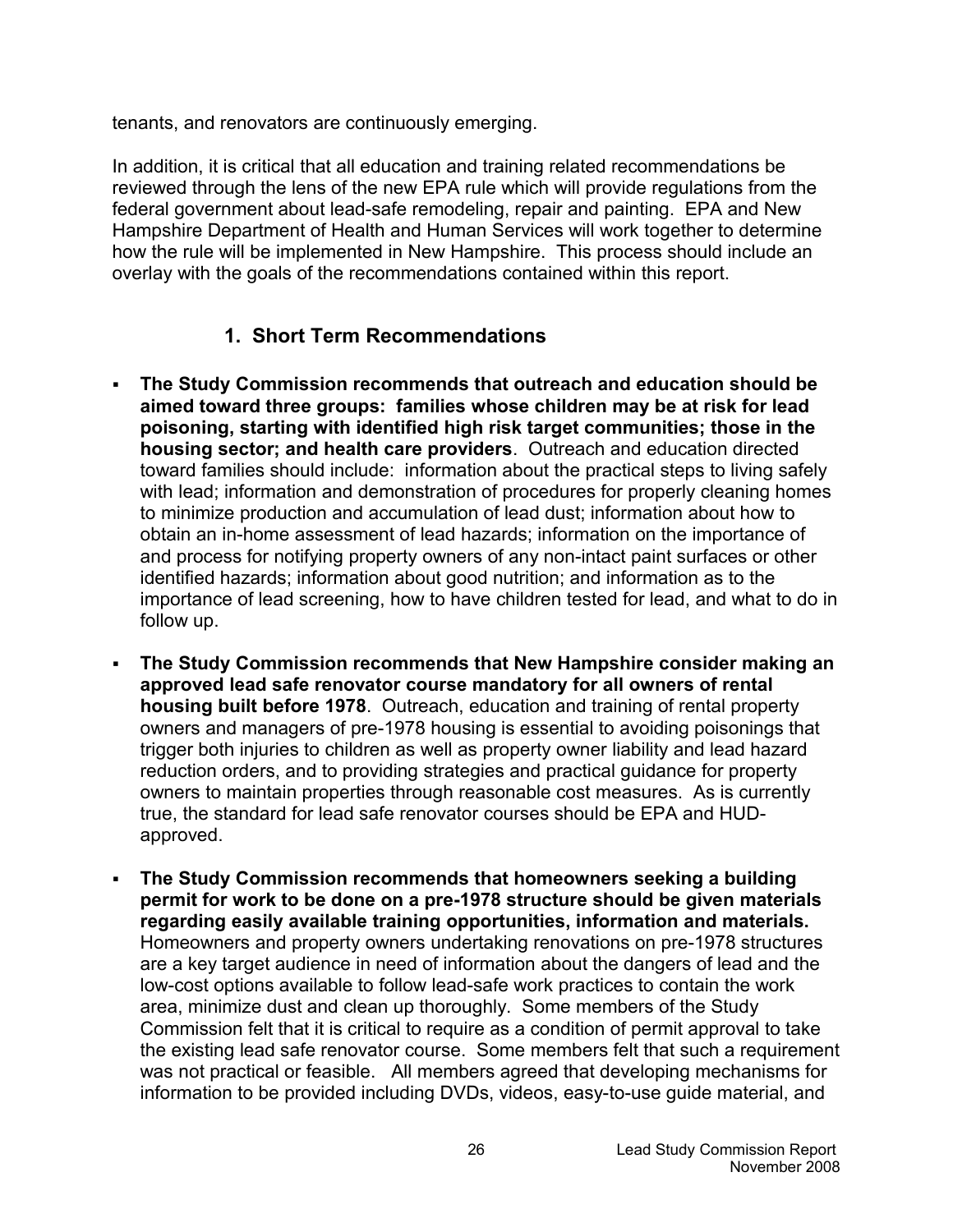tenants, and renovators are continuously emerging.

In addition, it is critical that all education and training related recommendations be reviewed through the lens of the new EPA rule which will provide regulations from the federal government about lead-safe remodeling, repair and painting. EPA and New Hampshire Department of Health and Human Services will work together to determine how the rule will be implemented in New Hampshire. This process should include an overlay with the goals of the recommendations contained within this report.

### 1. Short Term Recommendations

- **The Study Commission recommends that outreach and education should be aimed toward three groups: families whose children may be at risk for lead poisoning, starting with identified high risk target communities; those in the housing sector; and health care providers**. Outreach and education directed toward families should include: information about the practical steps to living safely with lead; information and demonstration of procedures for properly cleaning homes to minimize production and accumulation of lead dust; information about how to obtain an in-home assessment of lead hazards; information on the importance of and process for notifying property owners of any non-intact paint surfaces or other identified hazards; information about good nutrition; and information as to the importance of lead screening, how to have children tested for lead, and what to do in follow up.
- **The Study Commission recommends that New Hampshire consider making an approved lead safe renovator course mandatory for all owners of rental housing built before 1978**. Outreach, education and training of rental property owners and managers of pre-1978 housing is essential to avoiding poisonings that trigger both injuries to children as well as property owner liability and lead hazard reduction orders, and to providing strategies and practical guidance for property owners to maintain properties through reasonable cost measures. As is currently true, the standard for lead safe renovator courses should be EPA and HUD-approved.
- **The Study Commission recommends that homeowners seeking a building permit for work to be done on a pre-1978 structure should be given materials regarding easily available training opportunities, information and materials.** Homeowners and property owners undertaking renovations on pre-1978 structures are a key target audience in need of information about the dangers of lead and the low-cost options available to follow lead-safe work practices to contain the work area, minimize dust and clean up thoroughly. Some members of the Study Commission felt that it is critical to require as a condition of permit approval to take the existing lead safe renovator course. Some members felt that such a requirement was not practical or feasible. All members agreed that developing mechanisms for information to be provided including DVDs, videos, easy-to-use guide material, and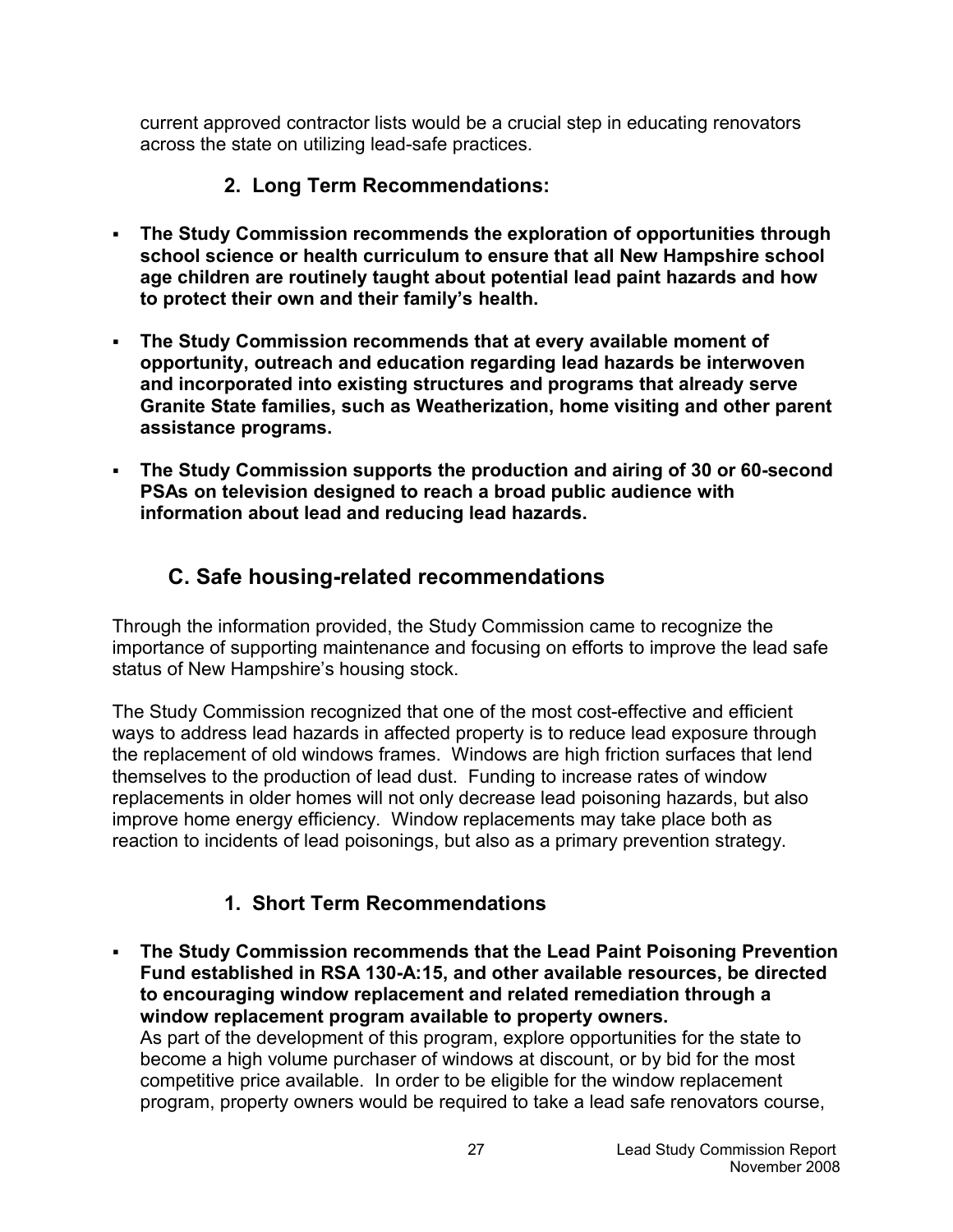current approved contractor lists would be a crucial step in educating renovators across the state on utilizing lead-safe practices.

### 2. Long Term Recommendations:

- **The Study Commission recommends the exploration of opportunities through school science or health curriculum to ensure that all New Hampshire school age children are routinely taught about potential lead paint hazards and how to protect their own and their family's health.**

- **The Study Commission recommends that at every available moment of opportunity, outreach and education regarding lead hazards be interwoven and incorporated into existing structures and programs that already serve Granite State families, such as Weatherization, home visiting and other parent assistance programs.**

- **The Study Commission supports the production and airing of 30 or 60-second PSAs on television designed to reach a broad public audience with information about lead and reducing lead hazards.**

## C. Safe housing-related recommendations

Through the information provided, the Study Commission came to recognize the importance of supporting maintenance and focusing on efforts to improve the lead safe status of New Hampshire's housing stock.

The Study Commission recognized that one of the most cost-effective and efficient ways to address lead hazards in affected property is to reduce lead exposure through the replacement of old windows frames. Windows are high friction surfaces that lend themselves to the production of lead dust. Funding to increase rates of window replacements in older homes will not only decrease lead poisoning hazards, but also improve home energy efficiency. Window replacements may take place both as reaction to incidents of lead poisonings, but also as a primary prevention strategy.

### 1. Short Term Recommendations

- **The Study Commission recommends that the Lead Paint Poisoning Prevention Fund established in RSA 130-A:15, and other available resources, be directed to encouraging window replacement and related remediation through a window replacement program available to property owners.**
  As part of the development of this program, explore opportunities for the state to become a high volume purchaser of windows at discount, or by bid for the most competitive price available. In order to be eligible for the window replacement program, property owners would be required to take a lead safe renovators course,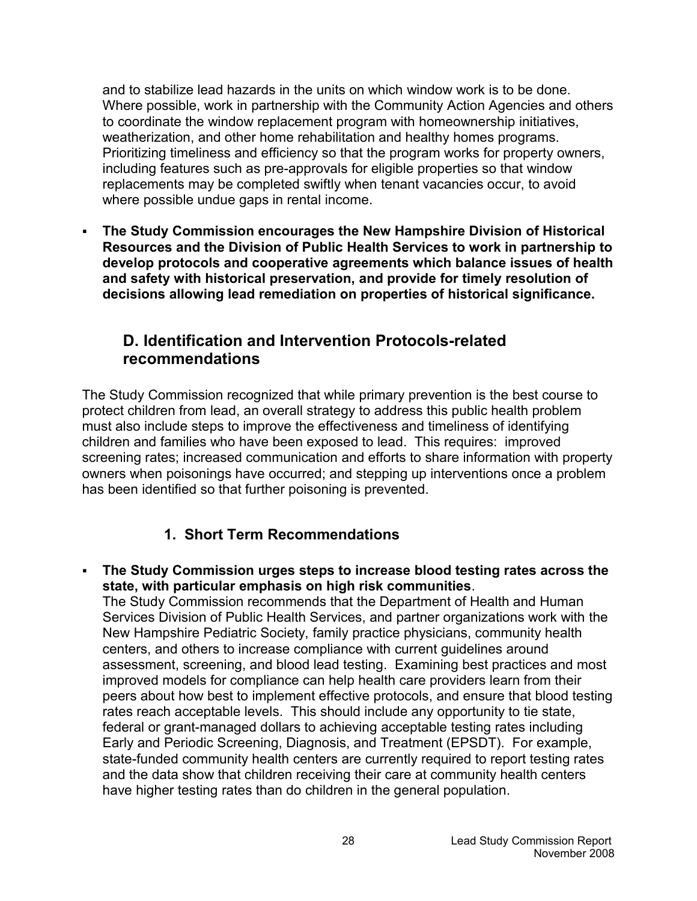and to stabilize lead hazards in the units on which window work is to be done. Where possible, work in partnership with the Community Action Agencies and others to coordinate the window replacement program with homeownership initiatives, weatherization, and other home rehabilitation and healthy homes programs. Prioritizing timeliness and efficiency so that the program works for property owners, including features such as pre-approvals for eligible properties so that window replacements may be completed swiftly when tenant vacancies occur, to avoid where possible undue gaps in rental income.

- **The Study Commission encourages the New Hampshire Division of Historical Resources and the Division of Public Health Services to work in partnership to develop protocols and cooperative agreements which balance issues of health and safety with historical preservation, and provide for timely resolution of decisions allowing lead remediation on properties of historical significance.**

## D. Identification and Intervention Protocols-related recommendations

The Study Commission recognized that while primary prevention is the best course to protect children from lead, an overall strategy to address this public health problem must also include steps to improve the effectiveness and timeliness of identifying children and families who have been exposed to lead. This requires: improved screening rates; increased communication and efforts to share information with property owners when poisonings have occurred; and stepping up interventions once a problem has been identified so that further poisoning is prevented.

### 1. Short Term Recommendations

- **The Study Commission urges steps to increase blood testing rates across the state, with particular emphasis on high risk communities**.
  The Study Commission recommends that the Department of Health and Human Services Division of Public Health Services, and partner organizations work with the New Hampshire Pediatric Society, family practice physicians, community health centers, and others to increase compliance with current guidelines around assessment, screening, and blood lead testing. Examining best practices and most improved models for compliance can help health care providers learn from their peers about how best to implement effective protocols, and ensure that blood testing rates reach acceptable levels. This should include any opportunity to tie state, federal or grant-managed dollars to achieving acceptable testing rates including Early and Periodic Screening, Diagnosis, and Treatment (EPSDT). For example, state-funded community health centers are currently required to report testing rates and the data show that children receiving their care at community health centers have higher testing rates than do children in the general population.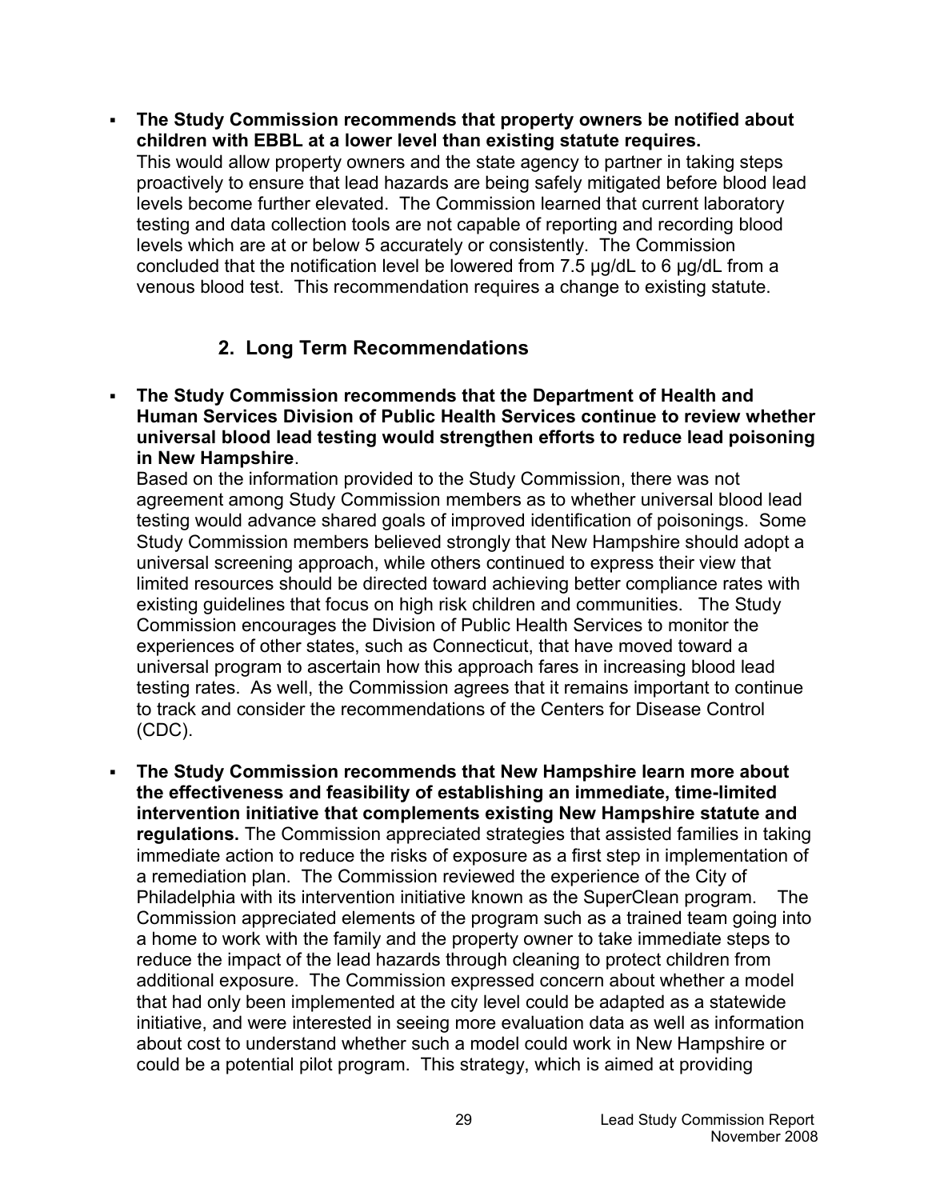- **The Study Commission recommends that property owners be notified about children with EBBL at a lower level than existing statute requires.** This would allow property owners and the state agency to partner in taking steps proactively to ensure that lead hazards are being safely mitigated before blood lead levels become further elevated. The Commission learned that current laboratory testing and data collection tools are not capable of reporting and recording blood levels which are at or below 5 accurately or consistently. The Commission concluded that the notification level be lowered from 7.5 µg/dL to 6 µg/dL from a venous blood test. This recommendation requires a change to existing statute.

## 2. Long Term Recommendations

- **The Study Commission recommends that the Department of Health and Human Services Division of Public Health Services continue to review whether universal blood lead testing would strengthen efforts to reduce lead poisoning in New Hampshire**. Based on the information provided to the Study Commission, there was not agreement among Study Commission members as to whether universal blood lead testing would advance shared goals of improved identification of poisonings. Some Study Commission members believed strongly that New Hampshire should adopt a universal screening approach, while others continued to express their view that limited resources should be directed toward achieving better compliance rates with existing guidelines that focus on high risk children and communities. The Study Commission encourages the Division of Public Health Services to monitor the experiences of other states, such as Connecticut, that have moved toward a universal program to ascertain how this approach fares in increasing blood lead testing rates. As well, the Commission agrees that it remains important to continue to track and consider the recommendations of the Centers for Disease Control (CDC).

- **The Study Commission recommends that New Hampshire learn more about the effectiveness and feasibility of establishing an immediate, time-limited intervention initiative that complements existing New Hampshire statute and regulations.** The Commission appreciated strategies that assisted families in taking immediate action to reduce the risks of exposure as a first step in implementation of a remediation plan. The Commission reviewed the experience of the City of Philadelphia with its intervention initiative known as the SuperClean program. The Commission appreciated elements of the program such as a trained team going into a home to work with the family and the property owner to take immediate steps to reduce the impact of the lead hazards through cleaning to protect children from additional exposure. The Commission expressed concern about whether a model that had only been implemented at the city level could be adapted as a statewide initiative, and were interested in seeing more evaluation data as well as information about cost to understand whether such a model could work in New Hampshire or could be a potential pilot program. This strategy, which is aimed at providing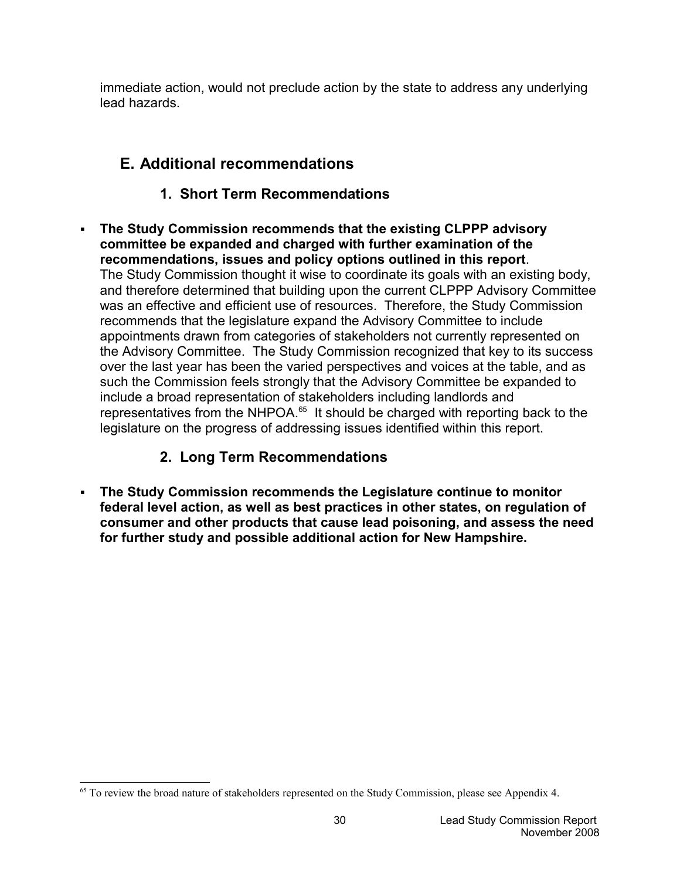immediate action, would not preclude action by the state to address any underlying lead hazards.

## E. Additional recommendations

### 1. Short Term Recommendations

- **The Study Commission recommends that the existing CLPPP advisory committee be expanded and charged with further examination of the recommendations, issues and policy options outlined in this report**. The Study Commission thought it wise to coordinate its goals with an existing body, and therefore determined that building upon the current CLPPP Advisory Committee was an effective and efficient use of resources. Therefore, the Study Commission recommends that the legislature expand the Advisory Committee to include appointments drawn from categories of stakeholders not currently represented on the Advisory Committee. The Study Commission recognized that key to its success over the last year has been the varied perspectives and voices at the table, and as such the Commission feels strongly that the Advisory Committee be expanded to include a broad representation of stakeholders including landlords and representatives from the NHPOA.[65] It should be charged with reporting back to the legislature on the progress of addressing issues identified within this report.

### 2. Long Term Recommendations

- **The Study Commission recommends the Legislature continue to monitor federal level action, as well as best practices in other states, on regulation of consumer and other products that cause lead poisoning, and assess the need for further study and possible additional action for New Hampshire.**

---

[65] To review the broad nature of stakeholders represented on the Study Commission, please see Appendix 4.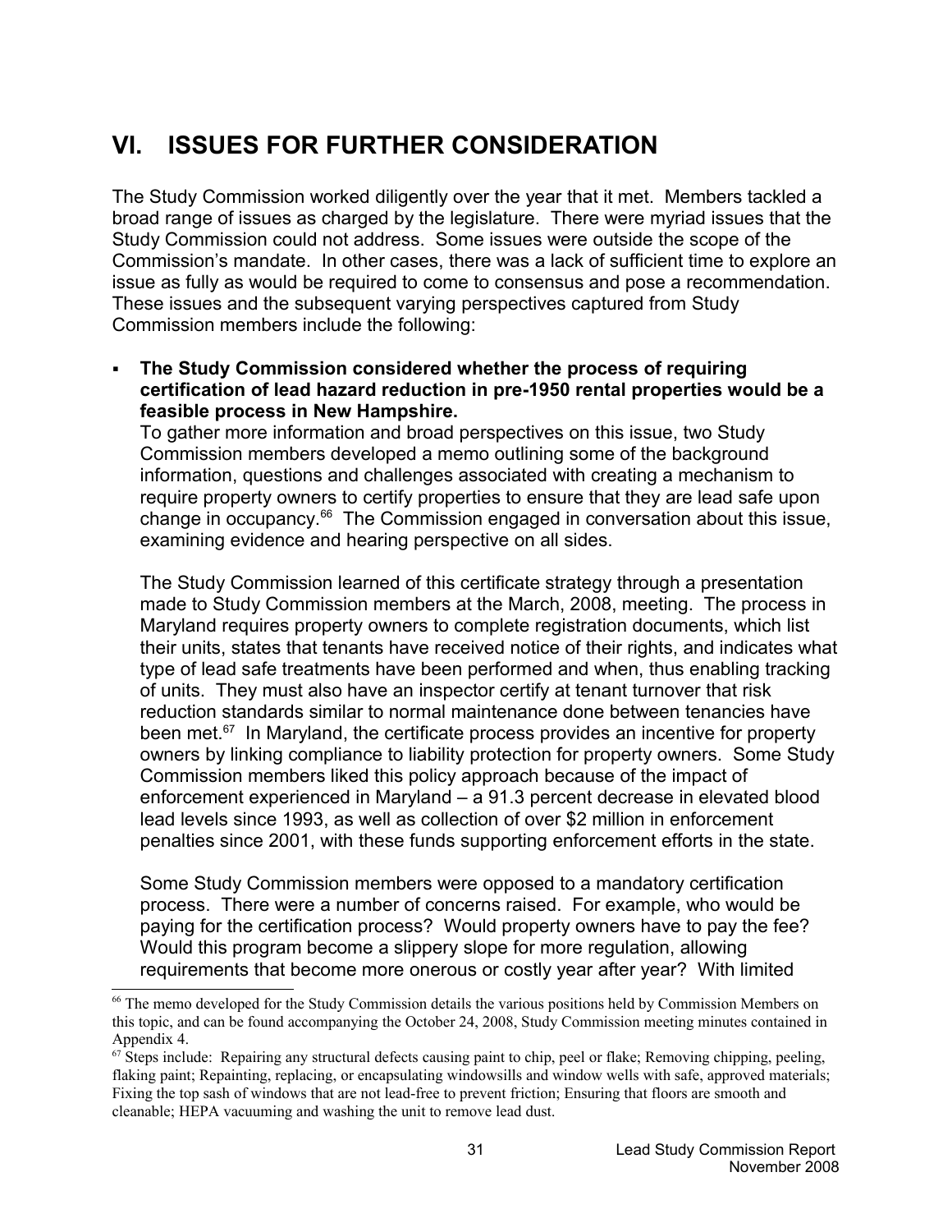# VI. ISSUES FOR FURTHER CONSIDERATION

The Study Commission worked diligently over the year that it met. Members tackled a broad range of issues as charged by the legislature. There were myriad issues that the Study Commission could not address. Some issues were outside the scope of the Commission's mandate. In other cases, there was a lack of sufficient time to explore an issue as fully as would be required to come to consensus and pose a recommendation. These issues and the subsequent varying perspectives captured from Study Commission members include the following:

- **The Study Commission considered whether the process of requiring certification of lead hazard reduction in pre-1950 rental properties would be a feasible process in New Hampshire.**
  To gather more information and broad perspectives on this issue, two Study Commission members developed a memo outlining some of the background information, questions and challenges associated with creating a mechanism to require property owners to certify properties to ensure that they are lead safe upon change in occupancy.[66] The Commission engaged in conversation about this issue, examining evidence and hearing perspective on all sides.

  The Study Commission learned of this certificate strategy through a presentation made to Study Commission members at the March, 2008, meeting. The process in Maryland requires property owners to complete registration documents, which list their units, states that tenants have received notice of their rights, and indicates what type of lead safe treatments have been performed and when, thus enabling tracking of units. They must also have an inspector certify at tenant turnover that risk reduction standards similar to normal maintenance done between tenancies have been met.[67] In Maryland, the certificate process provides an incentive for property owners by linking compliance to liability protection for property owners. Some Study Commission members liked this policy approach because of the impact of enforcement experienced in Maryland – a 91.3 percent decrease in elevated blood lead levels since 1993, as well as collection of over $2 million in enforcement penalties since 2001, with these funds supporting enforcement efforts in the state.

  Some Study Commission members were opposed to a mandatory certification process. There were a number of concerns raised. For example, who would be paying for the certification process? Would property owners have to pay the fee? Would this program become a slippery slope for more regulation, allowing requirements that become more onerous or costly year after year? With limited

[66] The memo developed for the Study Commission details the various positions held by Commission Members on this topic, and can be found accompanying the October 24, 2008, Study Commission meeting minutes contained in Appendix 4.

[67] Steps include: Repairing any structural defects causing paint to chip, peel or flake; Removing chipping, peeling, flaking paint; Repainting, replacing, or encapsulating windowsills and window wells with safe, approved materials; Fixing the top sash of windows that are not lead-free to prevent friction; Ensuring that floors are smooth and cleanable; HEPA vacuuming and washing the unit to remove lead dust.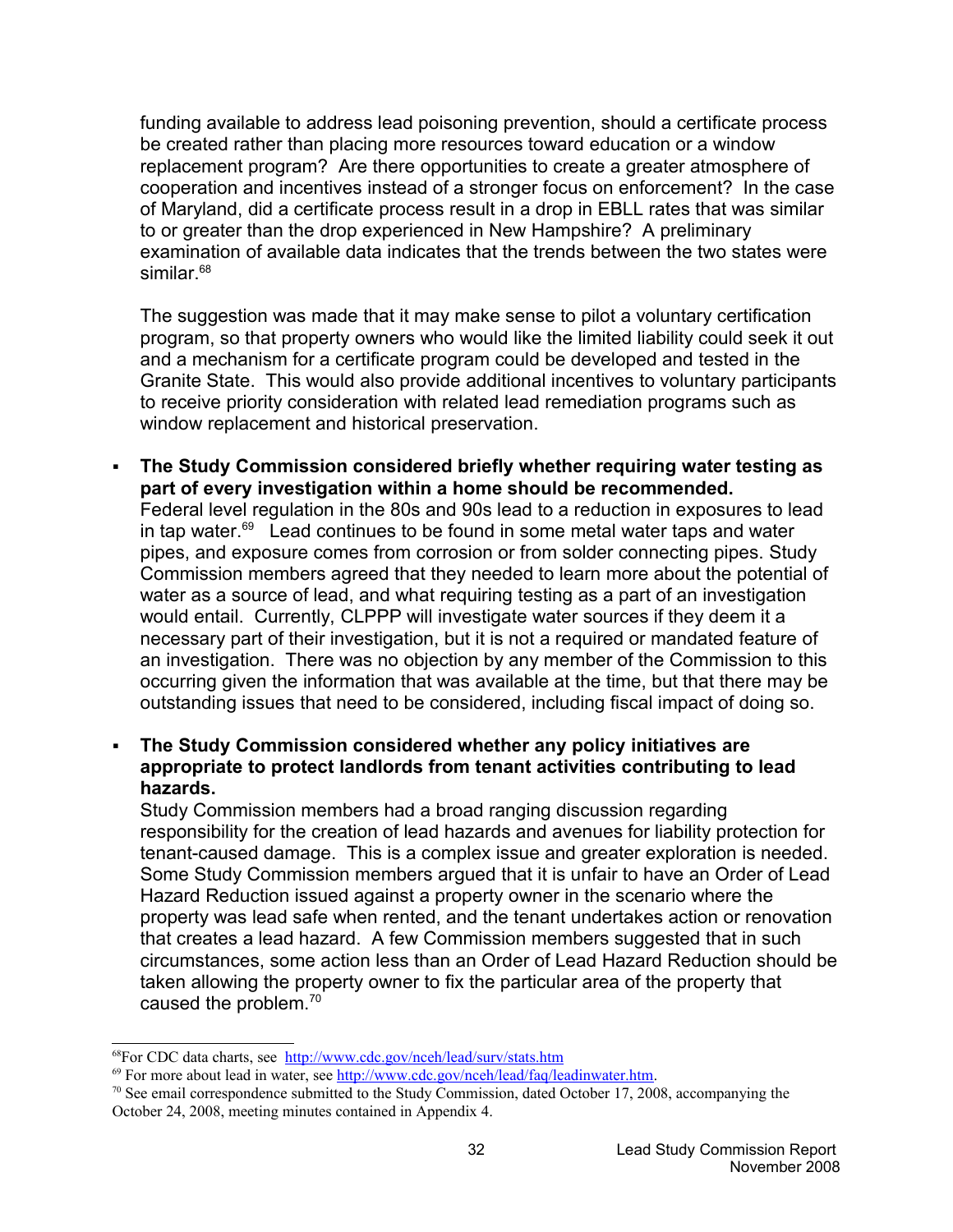funding available to address lead poisoning prevention, should a certificate process be created rather than placing more resources toward education or a window replacement program? Are there opportunities to create a greater atmosphere of cooperation and incentives instead of a stronger focus on enforcement? In the case of Maryland, did a certificate process result in a drop in EBLL rates that was similar to or greater than the drop experienced in New Hampshire? A preliminary examination of available data indicates that the trends between the two states were similar.[68]

The suggestion was made that it may make sense to pilot a voluntary certification program, so that property owners who would like the limited liability could seek it out and a mechanism for a certificate program could be developed and tested in the Granite State. This would also provide additional incentives to voluntary participants to receive priority consideration with related lead remediation programs such as window replacement and historical preservation.

- **The Study Commission considered briefly whether requiring water testing as part of every investigation within a home should be recommended.** Federal level regulation in the 80s and 90s lead to a reduction in exposures to lead in tap water.[69] Lead continues to be found in some metal water taps and water pipes, and exposure comes from corrosion or from solder connecting pipes. Study Commission members agreed that they needed to learn more about the potential of water as a source of lead, and what requiring testing as a part of an investigation would entail. Currently, CLPPP will investigate water sources if they deem it a necessary part of their investigation, but it is not a required or mandated feature of an investigation. There was no objection by any member of the Commission to this occurring given the information that was available at the time, but that there may be outstanding issues that need to be considered, including fiscal impact of doing so.

- **The Study Commission considered whether any policy initiatives are appropriate to protect landlords from tenant activities contributing to lead hazards.** Study Commission members had a broad ranging discussion regarding responsibility for the creation of lead hazards and avenues for liability protection for tenant-caused damage. This is a complex issue and greater exploration is needed. Some Study Commission members argued that it is unfair to have an Order of Lead Hazard Reduction issued against a property owner in the scenario where the property was lead safe when rented, and the tenant undertakes action or renovation that creates a lead hazard. A few Commission members suggested that in such circumstances, some action less than an Order of Lead Hazard Reduction should be taken allowing the property owner to fix the particular area of the property that caused the problem.[70]

---

[68] For CDC data charts, see http://www.cdc.gov/nceh/lead/surv/stats.htm

[69] For more about lead in water, see http://www.cdc.gov/nceh/lead/faq/leadinwater.htm.

[70] See email correspondence submitted to the Study Commission, dated October 17, 2008, accompanying the October 24, 2008, meeting minutes contained in Appendix 4.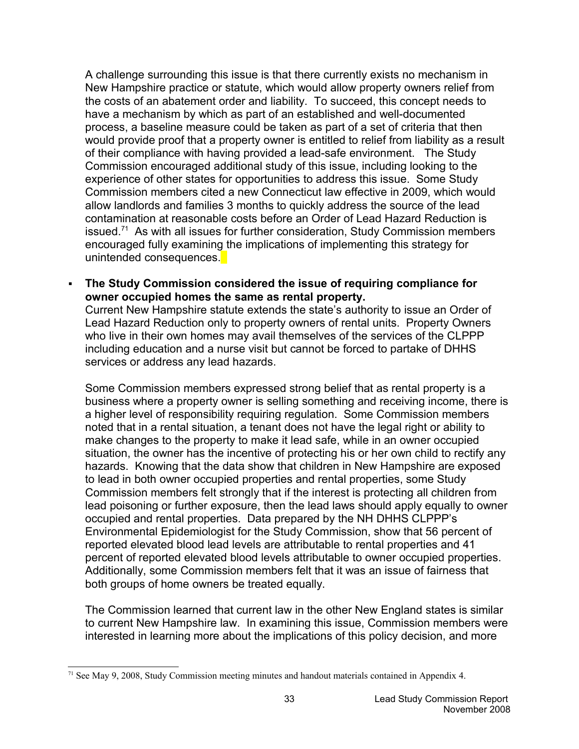A challenge surrounding this issue is that there currently exists no mechanism in New Hampshire practice or statute, which would allow property owners relief from the costs of an abatement order and liability. To succeed, this concept needs to have a mechanism by which as part of an established and well-documented process, a baseline measure could be taken as part of a set of criteria that then would provide proof that a property owner is entitled to relief from liability as a result of their compliance with having provided a lead-safe environment. The Study Commission encouraged additional study of this issue, including looking to the experience of other states for opportunities to address this issue. Some Study Commission members cited a new Connecticut law effective in 2009, which would allow landlords and families 3 months to quickly address the source of the lead contamination at reasonable costs before an Order of Lead Hazard Reduction is issued.[71] As with all issues for further consideration, Study Commission members encouraged fully examining the implications of implementing this strategy for unintended consequences.

- **The Study Commission considered the issue of requiring compliance for owner occupied homes the same as rental property.**
  Current New Hampshire statute extends the state's authority to issue an Order of Lead Hazard Reduction only to property owners of rental units. Property Owners who live in their own homes may avail themselves of the services of the CLPPP including education and a nurse visit but cannot be forced to partake of DHHS services or address any lead hazards.

  Some Commission members expressed strong belief that as rental property is a business where a property owner is selling something and receiving income, there is a higher level of responsibility requiring regulation. Some Commission members noted that in a rental situation, a tenant does not have the legal right or ability to make changes to the property to make it lead safe, while in an owner occupied situation, the owner has the incentive of protecting his or her own child to rectify any hazards. Knowing that the data show that children in New Hampshire are exposed to lead in both owner occupied properties and rental properties, some Study Commission members felt strongly that if the interest is protecting all children from lead poisoning or further exposure, then the lead laws should apply equally to owner occupied and rental properties. Data prepared by the NH DHHS CLPPP's Environmental Epidemiologist for the Study Commission, show that 56 percent of reported elevated blood lead levels are attributable to rental properties and 41 percent of reported elevated blood levels attributable to owner occupied properties. Additionally, some Commission members felt that it was an issue of fairness that both groups of home owners be treated equally.

  The Commission learned that current law in the other New England states is similar to current New Hampshire law. In examining this issue, Commission members were interested in learning more about the implications of this policy decision, and more

[71] See May 9, 2008, Study Commission meeting minutes and handout materials contained in Appendix 4.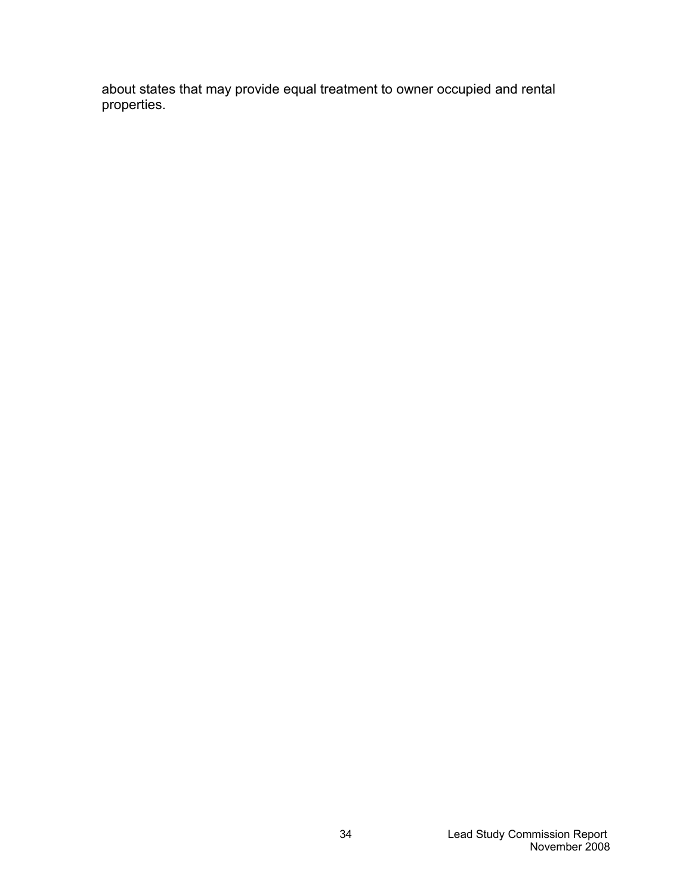about states that may provide equal treatment to owner occupied and rental properties.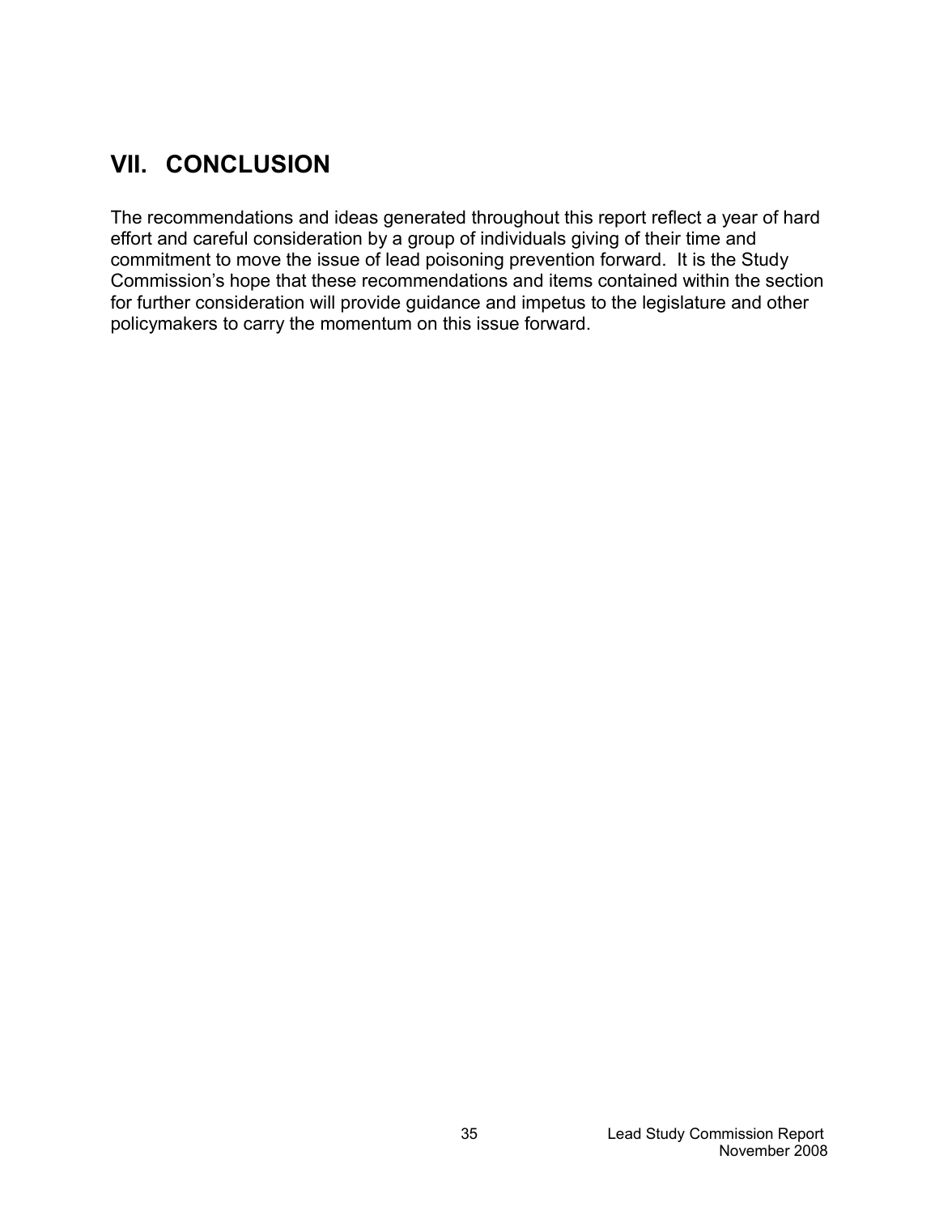# VII. CONCLUSION

The recommendations and ideas generated throughout this report reflect a year of hard effort and careful consideration by a group of individuals giving of their time and commitment to move the issue of lead poisoning prevention forward. It is the Study Commission's hope that these recommendations and items contained within the section for further consideration will provide guidance and impetus to the legislature and other policymakers to carry the momentum on this issue forward.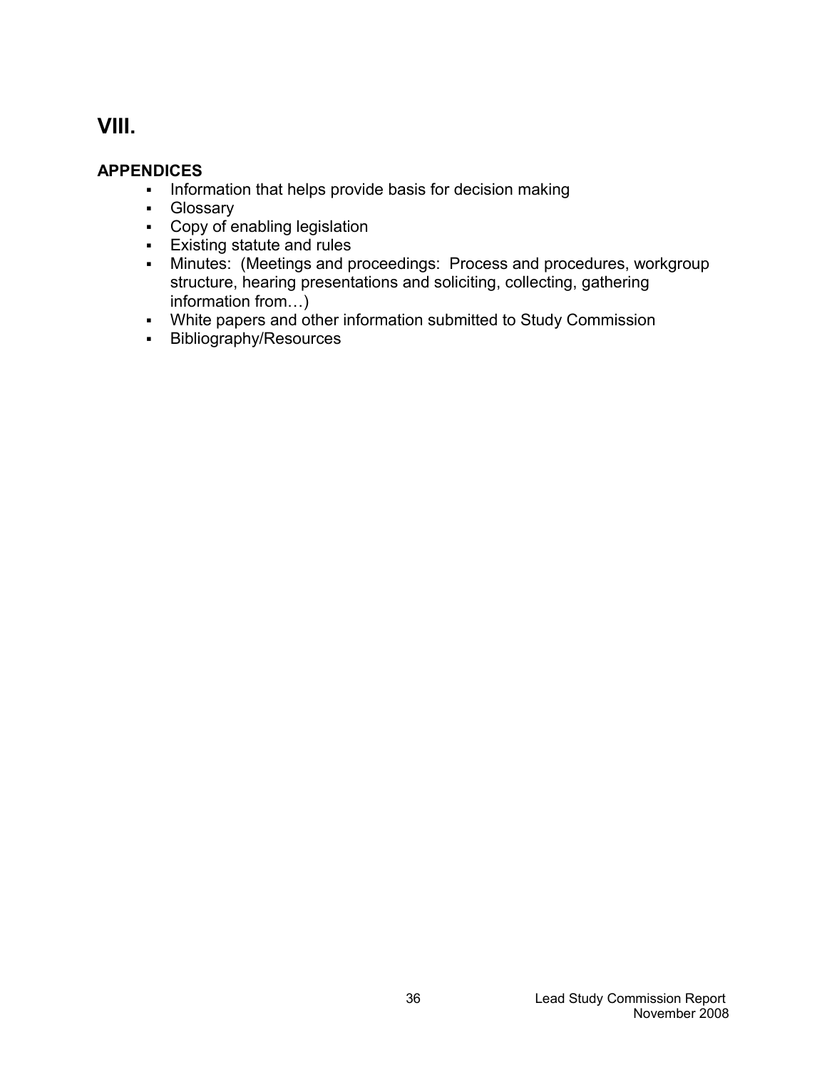# VIII.

**APPENDICES**

- Information that helps provide basis for decision making
- Glossary
- Copy of enabling legislation
- Existing statute and rules
- Minutes: (Meetings and proceedings: Process and procedures, workgroup structure, hearing presentations and soliciting, collecting, gathering information from…)
- White papers and other information submitted to Study Commission
- Bibliography/Resources